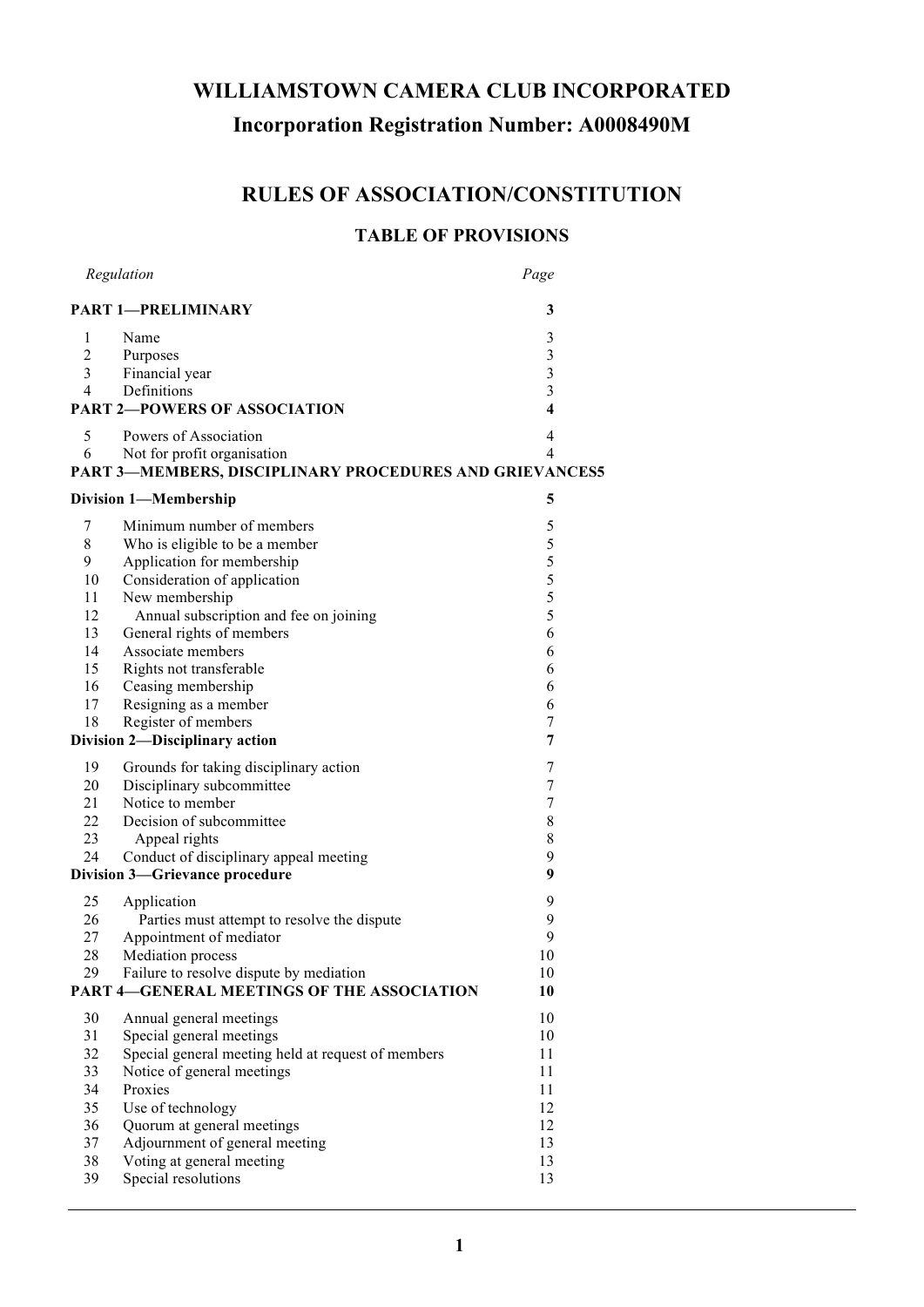# WILLIAMSTOWN CAMERA CLUB INCORPORATED

## Incorporation Registration Number: A0008490M

## RULES OF ASSOCIATION/CONSTITUTION

### TABLE OF PROVISIONS

| *Regulation* | | *Page* |
|---|---|---|
| **PART 1—PRELIMINARY** | | **3** |
| 1 | Name | 3 |
| 2 | Purposes | 3 |
| 3 | Financial year | 3 |
| 4 | Definitions | 3 |
| **PART 2—POWERS OF ASSOCIATION** | | **4** |
| 5 | Powers of Association | 4 |
| 6 | Not for profit organisation | 4 |
| **PART 3—MEMBERS, DISCIPLINARY PROCEDURES AND GRIEVANCES** | | **5** |
| **Division 1—Membership** | | **5** |
| 7 | Minimum number of members | 5 |
| 8 | Who is eligible to be a member | 5 |
| 9 | Application for membership | 5 |
| 10 | Consideration of application | 5 |
| 11 | New membership | 5 |
| 12 | Annual subscription and fee on joining | 5 |
| 13 | General rights of members | 6 |
| 14 | Associate members | 6 |
| 15 | Rights not transferable | 6 |
| 16 | Ceasing membership | 6 |
| 17 | Resigning as a member | 6 |
| 18 | Register of members | 7 |
| **Division 2—Disciplinary action** | | **7** |
| 19 | Grounds for taking disciplinary action | 7 |
| 20 | Disciplinary subcommittee | 7 |
| 21 | Notice to member | 7 |
| 22 | Decision of subcommittee | 8 |
| 23 | Appeal rights | 8 |
| 24 | Conduct of disciplinary appeal meeting | 9 |
| **Division 3—Grievance procedure** | | **9** |
| 25 | Application | 9 |
| 26 | Parties must attempt to resolve the dispute | 9 |
| 27 | Appointment of mediator | 9 |
| 28 | Mediation process | 10 |
| 29 | Failure to resolve dispute by mediation | 10 |
| **PART 4—GENERAL MEETINGS OF THE ASSOCIATION** | | **10** |
| 30 | Annual general meetings | 10 |
| 31 | Special general meetings | 10 |
| 32 | Special general meeting held at request of members | 11 |
| 33 | Notice of general meetings | 11 |
| 34 | Proxies | 11 |
| 35 | Use of technology | 12 |
| 36 | Quorum at general meetings | 12 |
| 37 | Adjournment of general meeting | 13 |
| 38 | Voting at general meeting | 13 |
| 39 | Special resolutions | 13 |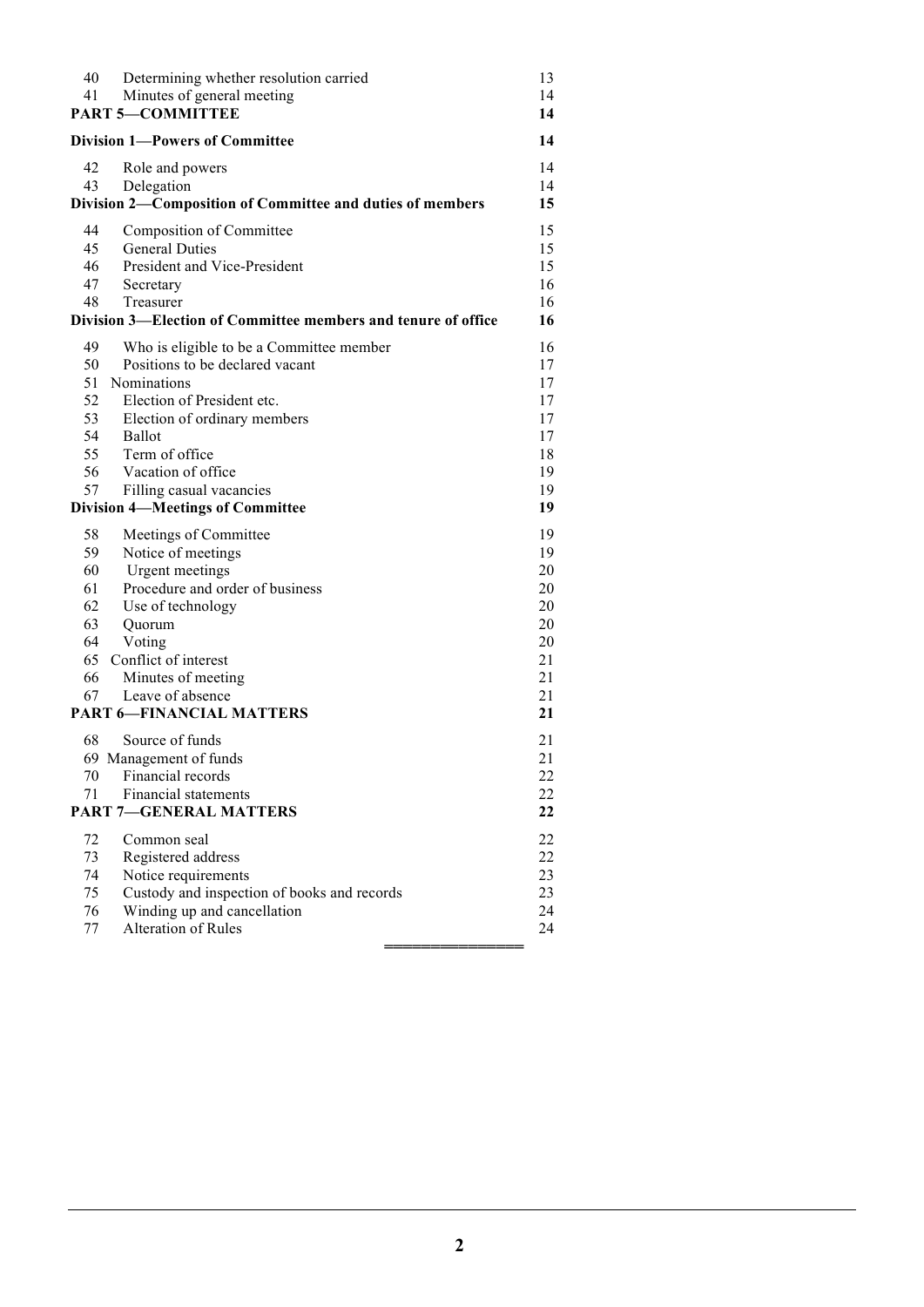| | | |
|---|---|---|
| 40 | Determining whether resolution carried | 13 |
| 41 | Minutes of general meeting | 14 |
| **PART 5—COMMITTEE** | | **14** |
| **Division 1—Powers of Committee** | | **14** |
| 42 | Role and powers | 14 |
| 43 | Delegation | 14 |
| **Division 2—Composition of Committee and duties of members** | | **15** |
| 44 | Composition of Committee | 15 |
| 45 | General Duties | 15 |
| 46 | President and Vice-President | 15 |
| 47 | Secretary | 16 |
| 48 | Treasurer | 16 |
| **Division 3—Election of Committee members and tenure of office** | | **16** |
| 49 | Who is eligible to be a Committee member | 16 |
| 50 | Positions to be declared vacant | 17 |
| 51 | Nominations | 17 |
| 52 | Election of President etc. | 17 |
| 53 | Election of ordinary members | 17 |
| 54 | Ballot | 17 |
| 55 | Term of office | 18 |
| 56 | Vacation of office | 19 |
| 57 | Filling casual vacancies | 19 |
| **Division 4—Meetings of Committee** | | **19** |
| 58 | Meetings of Committee | 19 |
| 59 | Notice of meetings | 19 |
| 60 | Urgent meetings | 20 |
| 61 | Procedure and order of business | 20 |
| 62 | Use of technology | 20 |
| 63 | Quorum | 20 |
| 64 | Voting | 20 |
| 65 | Conflict of interest | 21 |
| 66 | Minutes of meeting | 21 |
| 67 | Leave of absence | 21 |
| **PART 6—FINANCIAL MATTERS** | | **21** |
| 68 | Source of funds | 21 |
| 69 | Management of funds | 21 |
| 70 | Financial records | 22 |
| 71 | Financial statements | 22 |
| **PART 7—GENERAL MATTERS** | | **22** |
| 72 | Common seal | 22 |
| 73 | Registered address | 22 |
| 74 | Notice requirements | 23 |
| 75 | Custody and inspection of books and records | 23 |
| 76 | Winding up and cancellation | 24 |
| 77 | Alteration of Rules | 24 |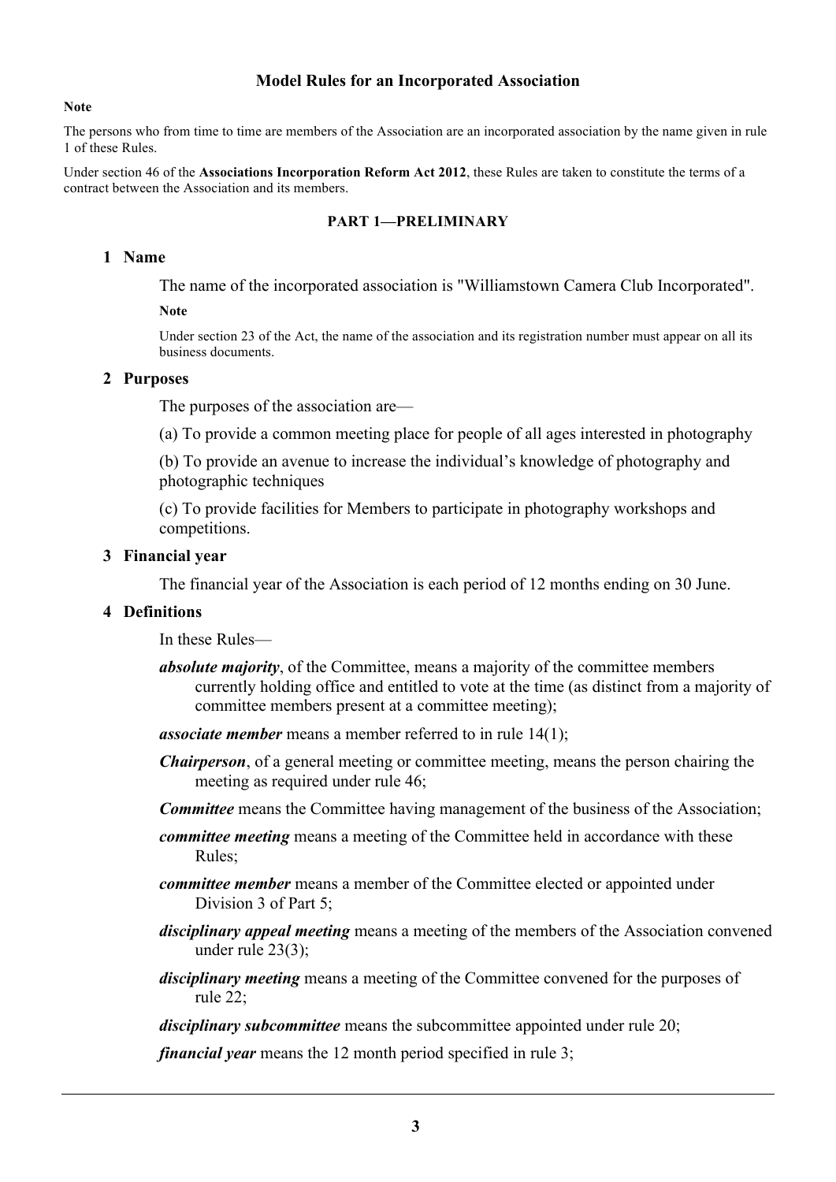# Model Rules for an Incorporated Association

**Note**

The persons who from time to time are members of the Association are an incorporated association by the name given in rule 1 of these Rules.

Under section 46 of the **Associations Incorporation Reform Act 2012**, these Rules are taken to constitute the terms of a contract between the Association and its members.

## PART 1—PRELIMINARY

### 1 Name

The name of the incorporated association is "Williamstown Camera Club Incorporated".

**Note**

Under section 23 of the Act, the name of the association and its registration number must appear on all its business documents.

### 2 Purposes

The purposes of the association are—

(a) To provide a common meeting place for people of all ages interested in photography

(b) To provide an avenue to increase the individual's knowledge of photography and photographic techniques

(c) To provide facilities for Members to participate in photography workshops and competitions.

### 3 Financial year

The financial year of the Association is each period of 12 months ending on 30 June.

### 4 Definitions

In these Rules—

***absolute majority***, of the Committee, means a majority of the committee members currently holding office and entitled to vote at the time (as distinct from a majority of committee members present at a committee meeting);

***associate member*** means a member referred to in rule 14(1);

***Chairperson***, of a general meeting or committee meeting, means the person chairing the meeting as required under rule 46;

***Committee*** means the Committee having management of the business of the Association;

***committee meeting*** means a meeting of the Committee held in accordance with these Rules;

***committee member*** means a member of the Committee elected or appointed under Division 3 of Part 5;

***disciplinary appeal meeting*** means a meeting of the members of the Association convened under rule 23(3);

***disciplinary meeting*** means a meeting of the Committee convened for the purposes of rule 22;

***disciplinary subcommittee*** means the subcommittee appointed under rule 20;

***financial year*** means the 12 month period specified in rule 3;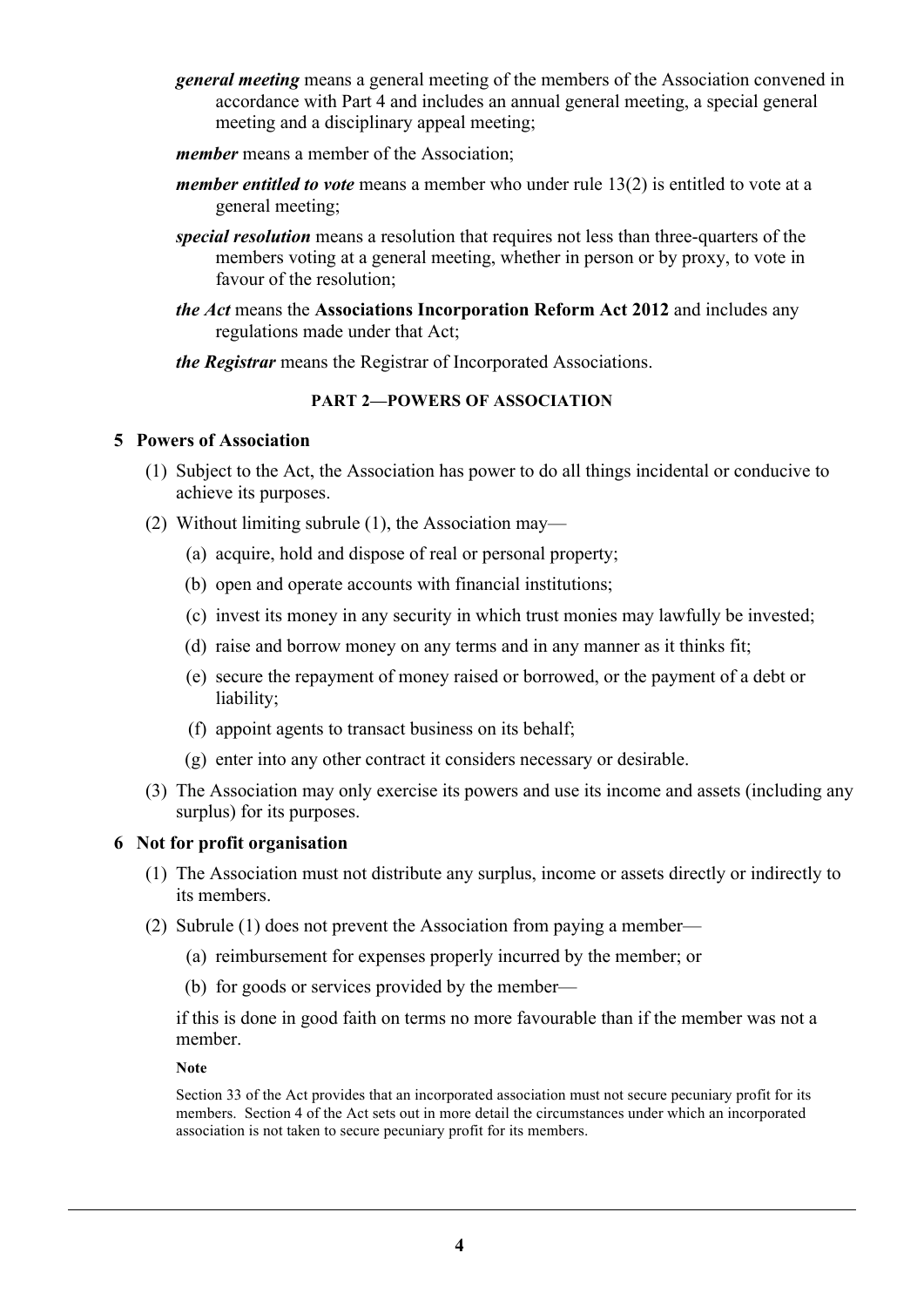***general meeting*** means a general meeting of the members of the Association convened in accordance with Part 4 and includes an annual general meeting, a special general meeting and a disciplinary appeal meeting;

***member*** means a member of the Association;

***member entitled to vote*** means a member who under rule 13(2) is entitled to vote at a general meeting;

***special resolution*** means a resolution that requires not less than three-quarters of the members voting at a general meeting, whether in person or by proxy, to vote in favour of the resolution;

***the Act*** means the **Associations Incorporation Reform Act 2012** and includes any regulations made under that Act;

***the Registrar*** means the Registrar of Incorporated Associations.

## PART 2—POWERS OF ASSOCIATION

### 5 Powers of Association

(1) Subject to the Act, the Association has power to do all things incidental or conducive to achieve its purposes.

(2) Without limiting subrule (1), the Association may—

- (a) acquire, hold and dispose of real or personal property;
- (b) open and operate accounts with financial institutions;
- (c) invest its money in any security in which trust monies may lawfully be invested;
- (d) raise and borrow money on any terms and in any manner as it thinks fit;
- (e) secure the repayment of money raised or borrowed, or the payment of a debt or liability;
- (f) appoint agents to transact business on its behalf;
- (g) enter into any other contract it considers necessary or desirable.

(3) The Association may only exercise its powers and use its income and assets (including any surplus) for its purposes.

### 6 Not for profit organisation

(1) The Association must not distribute any surplus, income or assets directly or indirectly to its members.

(2) Subrule (1) does not prevent the Association from paying a member—

- (a) reimbursement for expenses properly incurred by the member; or
- (b) for goods or services provided by the member—

if this is done in good faith on terms no more favourable than if the member was not a member.

**Note**

Section 33 of the Act provides that an incorporated association must not secure pecuniary profit for its members. Section 4 of the Act sets out in more detail the circumstances under which an incorporated association is not taken to secure pecuniary profit for its members.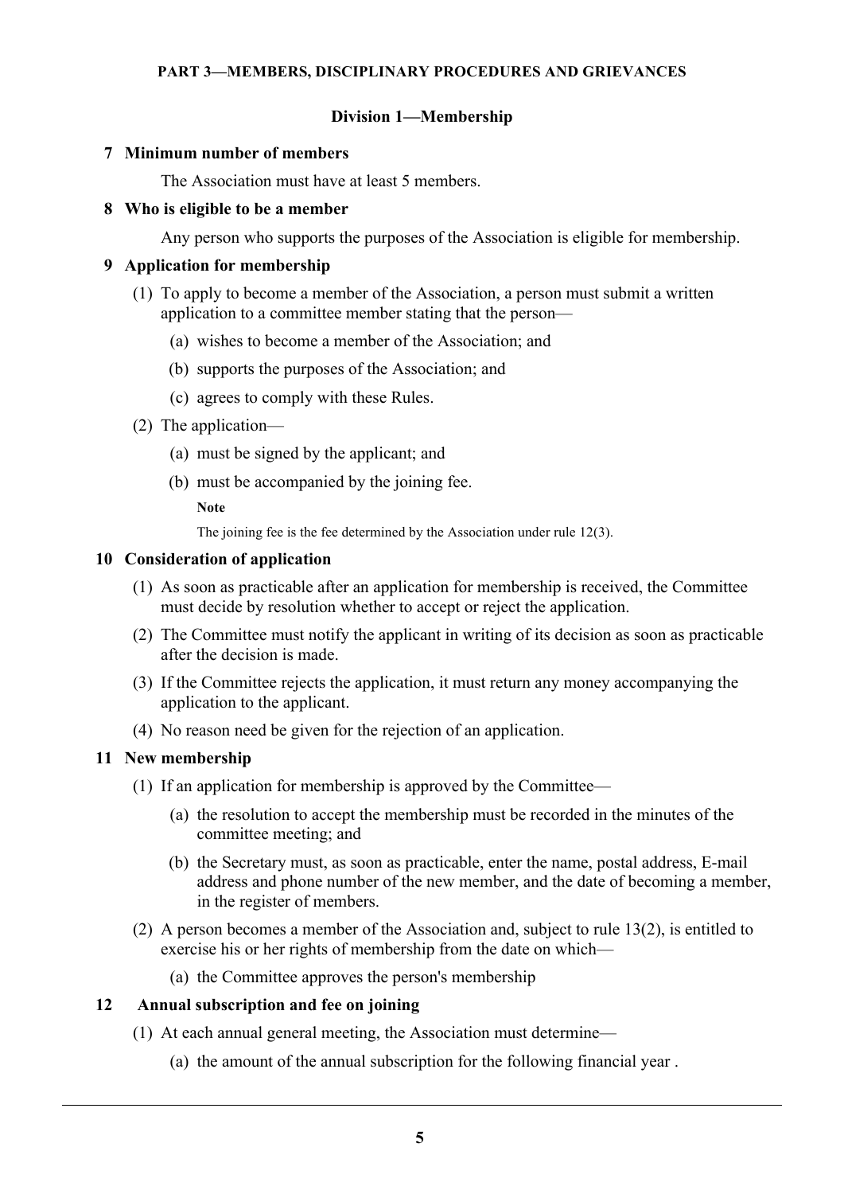## PART 3—MEMBERS, DISCIPLINARY PROCEDURES AND GRIEVANCES

### Division 1—Membership

**7 Minimum number of members**

The Association must have at least 5 members.

**8 Who is eligible to be a member**

Any person who supports the purposes of the Association is eligible for membership.

**9 Application for membership**

(1) To apply to become a member of the Association, a person must submit a written application to a committee member stating that the person—

(a) wishes to become a member of the Association; and

(b) supports the purposes of the Association; and

(c) agrees to comply with these Rules.

(2) The application—

(a) must be signed by the applicant; and

(b) must be accompanied by the joining fee.

**Note**

The joining fee is the fee determined by the Association under rule 12(3).

**10 Consideration of application**

(1) As soon as practicable after an application for membership is received, the Committee must decide by resolution whether to accept or reject the application.

(2) The Committee must notify the applicant in writing of its decision as soon as practicable after the decision is made.

(3) If the Committee rejects the application, it must return any money accompanying the application to the applicant.

(4) No reason need be given for the rejection of an application.

**11 New membership**

(1) If an application for membership is approved by the Committee—

(a) the resolution to accept the membership must be recorded in the minutes of the committee meeting; and

(b) the Secretary must, as soon as practicable, enter the name, postal address, E-mail address and phone number of the new member, and the date of becoming a member, in the register of members.

(2) A person becomes a member of the Association and, subject to rule 13(2), is entitled to exercise his or her rights of membership from the date on which—

(a) the Committee approves the person's membership

**12 Annual subscription and fee on joining**

(1) At each annual general meeting, the Association must determine—

(a) the amount of the annual subscription for the following financial year .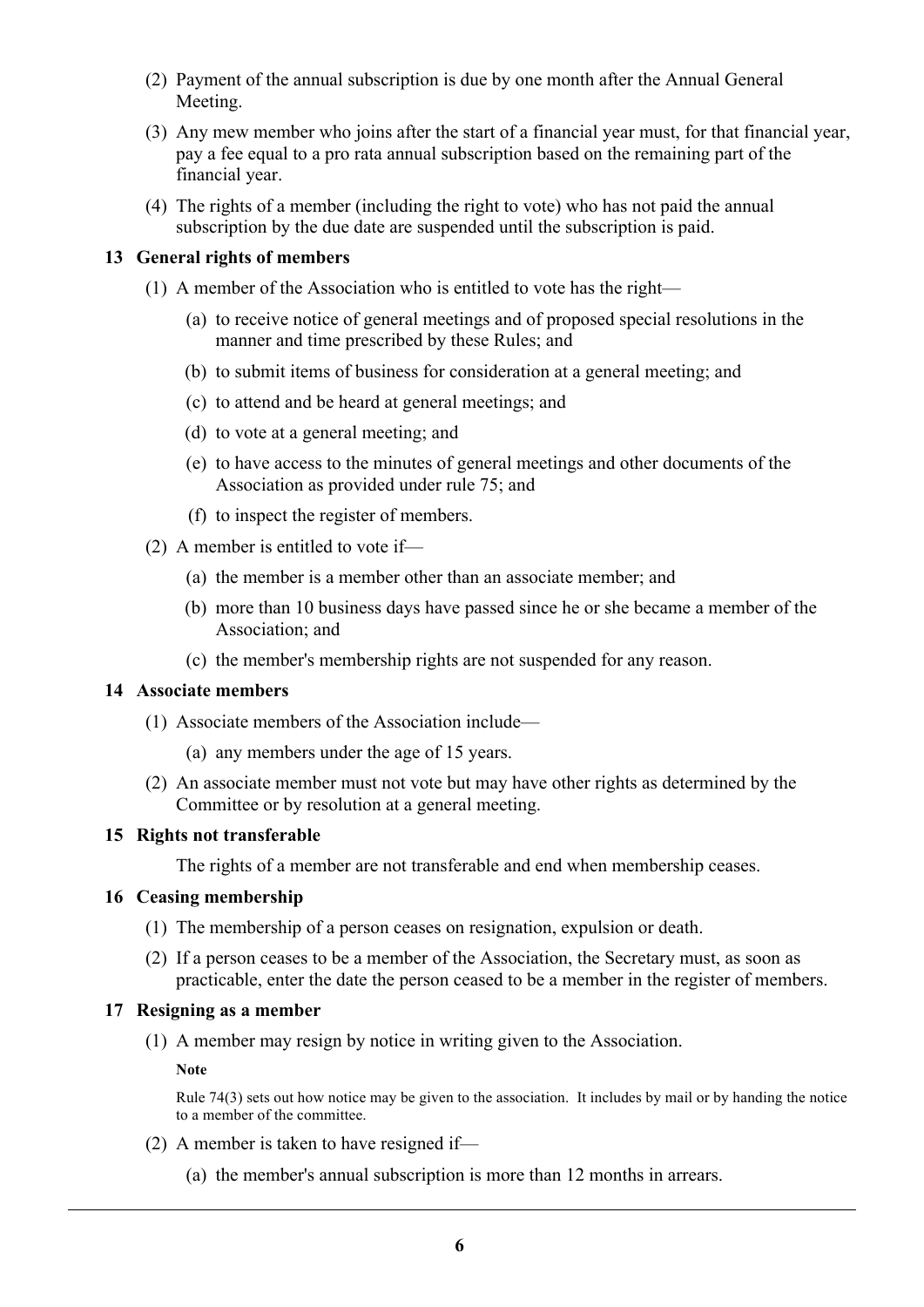(2) Payment of the annual subscription is due by one month after the Annual General Meeting.

(3) Any mew member who joins after the start of a financial year must, for that financial year, pay a fee equal to a pro rata annual subscription based on the remaining part of the financial year.

(4) The rights of a member (including the right to vote) who has not paid the annual subscription by the due date are suspended until the subscription is paid.

### 13 General rights of members

(1) A member of the Association who is entitled to vote has the right—

(a) to receive notice of general meetings and of proposed special resolutions in the manner and time prescribed by these Rules; and

(b) to submit items of business for consideration at a general meeting; and

(c) to attend and be heard at general meetings; and

(d) to vote at a general meeting; and

(e) to have access to the minutes of general meetings and other documents of the Association as provided under rule 75; and

(f) to inspect the register of members.

(2) A member is entitled to vote if—

(a) the member is a member other than an associate member; and

(b) more than 10 business days have passed since he or she became a member of the Association; and

(c) the member's membership rights are not suspended for any reason.

### 14 Associate members

(1) Associate members of the Association include—

(a) any members under the age of 15 years.

(2) An associate member must not vote but may have other rights as determined by the Committee or by resolution at a general meeting.

### 15 Rights not transferable

The rights of a member are not transferable and end when membership ceases.

### 16 Ceasing membership

(1) The membership of a person ceases on resignation, expulsion or death.

(2) If a person ceases to be a member of the Association, the Secretary must, as soon as practicable, enter the date the person ceased to be a member in the register of members.

### 17 Resigning as a member

(1) A member may resign by notice in writing given to the Association.

**Note**

Rule 74(3) sets out how notice may be given to the association. It includes by mail or by handing the notice to a member of the committee.

(2) A member is taken to have resigned if—

(a) the member's annual subscription is more than 12 months in arrears.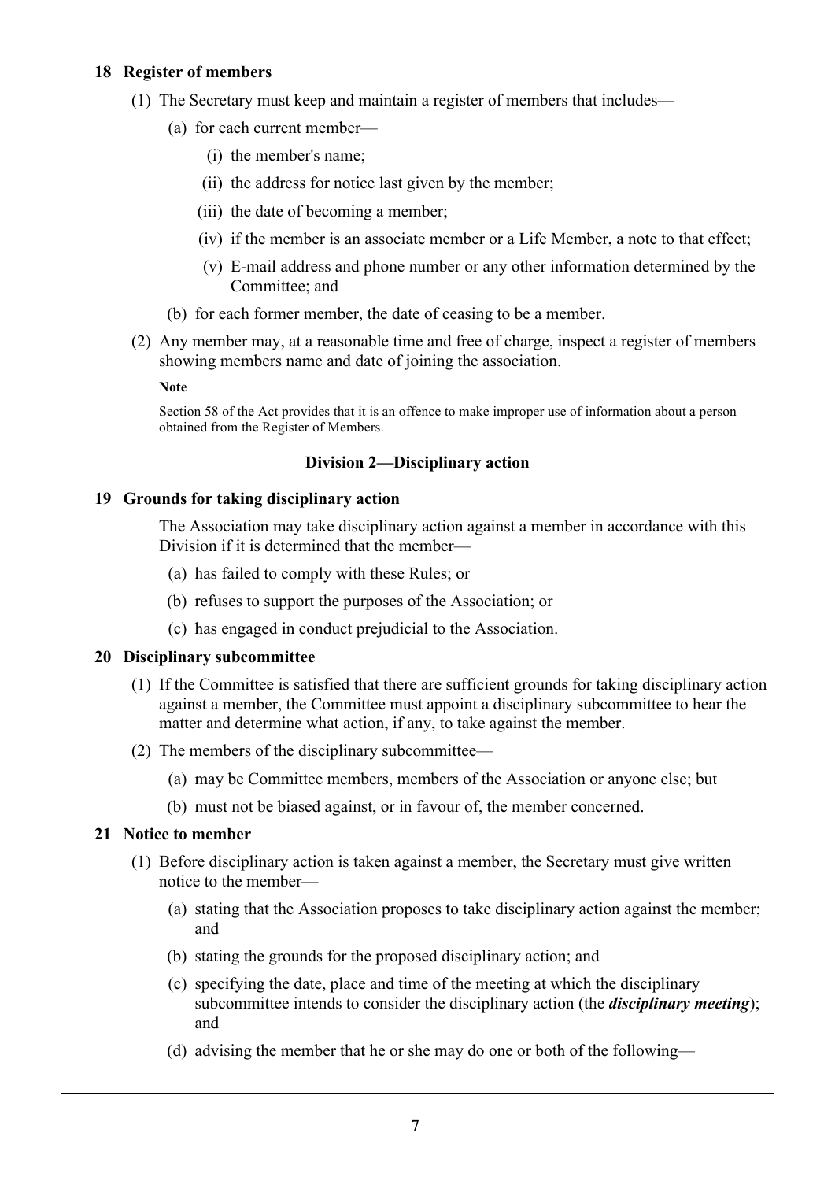### 18 Register of members

(1) The Secretary must keep and maintain a register of members that includes—

(a) for each current member—

(i) the member's name;

(ii) the address for notice last given by the member;

(iii) the date of becoming a member;

(iv) if the member is an associate member or a Life Member, a note to that effect;

(v) E-mail address and phone number or any other information determined by the Committee; and

(b) for each former member, the date of ceasing to be a member.

(2) Any member may, at a reasonable time and free of charge, inspect a register of members showing members name and date of joining the association.

**Note**

Section 58 of the Act provides that it is an offence to make improper use of information about a person obtained from the Register of Members.

## Division 2—Disciplinary action

### 19 Grounds for taking disciplinary action

The Association may take disciplinary action against a member in accordance with this Division if it is determined that the member—

(a) has failed to comply with these Rules; or

(b) refuses to support the purposes of the Association; or

(c) has engaged in conduct prejudicial to the Association.

### 20 Disciplinary subcommittee

(1) If the Committee is satisfied that there are sufficient grounds for taking disciplinary action against a member, the Committee must appoint a disciplinary subcommittee to hear the matter and determine what action, if any, to take against the member.

(2) The members of the disciplinary subcommittee—

(a) may be Committee members, members of the Association or anyone else; but

(b) must not be biased against, or in favour of, the member concerned.

### 21 Notice to member

(1) Before disciplinary action is taken against a member, the Secretary must give written notice to the member—

(a) stating that the Association proposes to take disciplinary action against the member; and

(b) stating the grounds for the proposed disciplinary action; and

(c) specifying the date, place and time of the meeting at which the disciplinary subcommittee intends to consider the disciplinary action (the ***disciplinary meeting***); and

(d) advising the member that he or she may do one or both of the following—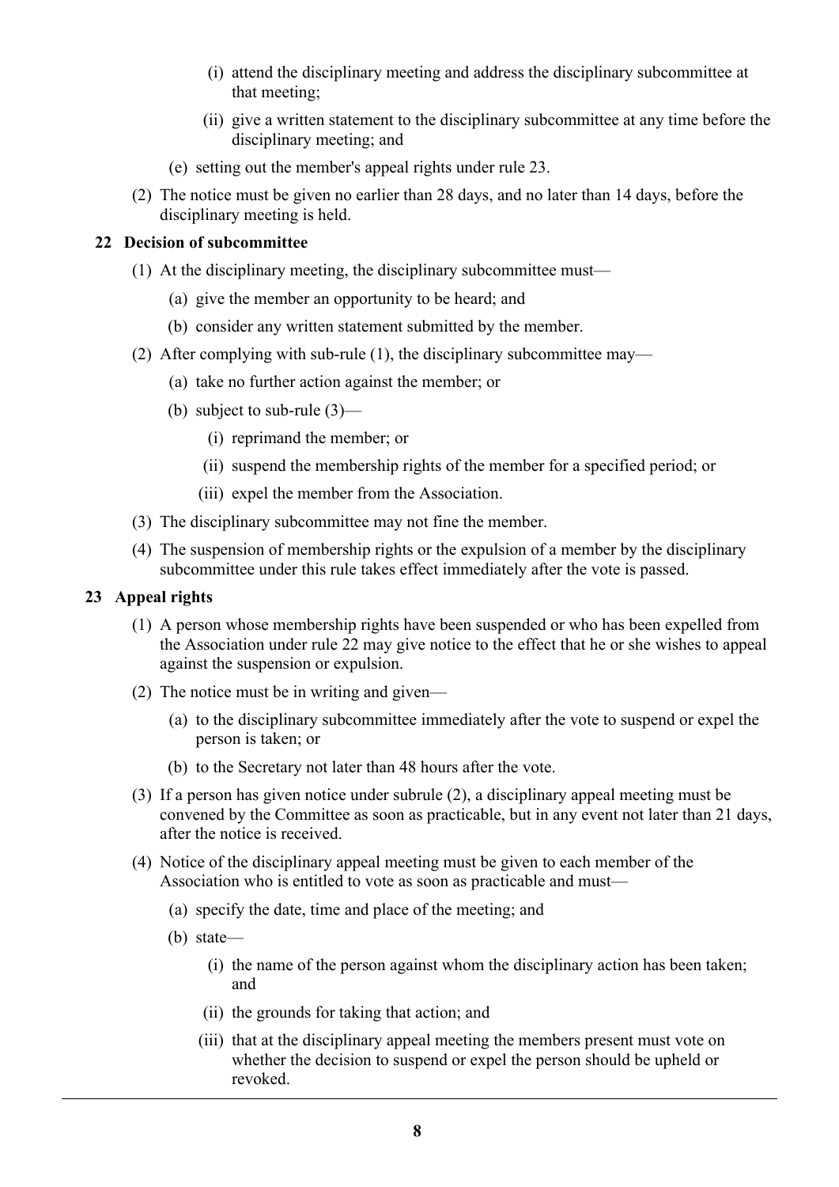(i) attend the disciplinary meeting and address the disciplinary subcommittee at that meeting;

(ii) give a written statement to the disciplinary subcommittee at any time before the disciplinary meeting; and

(e) setting out the member's appeal rights under rule 23.

(2) The notice must be given no earlier than 28 days, and no later than 14 days, before the disciplinary meeting is held.

### 22 Decision of subcommittee

(1) At the disciplinary meeting, the disciplinary subcommittee must—

(a) give the member an opportunity to be heard; and

(b) consider any written statement submitted by the member.

(2) After complying with sub-rule (1), the disciplinary subcommittee may—

(a) take no further action against the member; or

(b) subject to sub-rule (3)—

(i) reprimand the member; or

(ii) suspend the membership rights of the member for a specified period; or

(iii) expel the member from the Association.

(3) The disciplinary subcommittee may not fine the member.

(4) The suspension of membership rights or the expulsion of a member by the disciplinary subcommittee under this rule takes effect immediately after the vote is passed.

### 23 Appeal rights

(1) A person whose membership rights have been suspended or who has been expelled from the Association under rule 22 may give notice to the effect that he or she wishes to appeal against the suspension or expulsion.

(2) The notice must be in writing and given—

(a) to the disciplinary subcommittee immediately after the vote to suspend or expel the person is taken; or

(b) to the Secretary not later than 48 hours after the vote.

(3) If a person has given notice under subrule (2), a disciplinary appeal meeting must be convened by the Committee as soon as practicable, but in any event not later than 21 days, after the notice is received.

(4) Notice of the disciplinary appeal meeting must be given to each member of the Association who is entitled to vote as soon as practicable and must—

(a) specify the date, time and place of the meeting; and

(b) state—

(i) the name of the person against whom the disciplinary action has been taken; and

(ii) the grounds for taking that action; and

(iii) that at the disciplinary appeal meeting the members present must vote on whether the decision to suspend or expel the person should be upheld or revoked.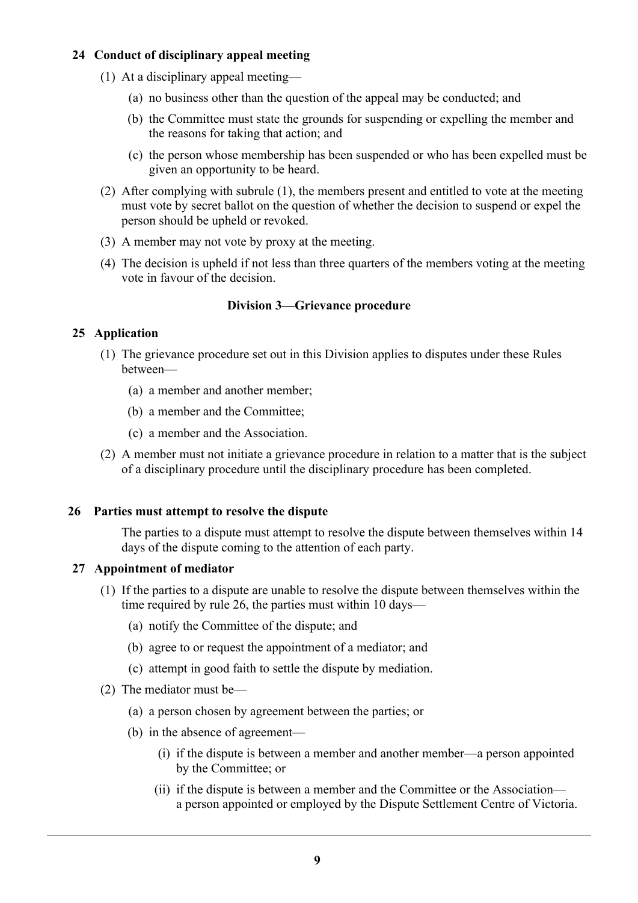### 24 Conduct of disciplinary appeal meeting

(1) At a disciplinary appeal meeting—

(a) no business other than the question of the appeal may be conducted; and

(b) the Committee must state the grounds for suspending or expelling the member and the reasons for taking that action; and

(c) the person whose membership has been suspended or who has been expelled must be given an opportunity to be heard.

(2) After complying with subrule (1), the members present and entitled to vote at the meeting must vote by secret ballot on the question of whether the decision to suspend or expel the person should be upheld or revoked.

(3) A member may not vote by proxy at the meeting.

(4) The decision is upheld if not less than three quarters of the members voting at the meeting vote in favour of the decision.

## Division 3—Grievance procedure

### 25 Application

(1) The grievance procedure set out in this Division applies to disputes under these Rules between—

(a) a member and another member;

(b) a member and the Committee;

(c) a member and the Association.

(2) A member must not initiate a grievance procedure in relation to a matter that is the subject of a disciplinary procedure until the disciplinary procedure has been completed.

### 26 Parties must attempt to resolve the dispute

The parties to a dispute must attempt to resolve the dispute between themselves within 14 days of the dispute coming to the attention of each party.

### 27 Appointment of mediator

(1) If the parties to a dispute are unable to resolve the dispute between themselves within the time required by rule 26, the parties must within 10 days—

(a) notify the Committee of the dispute; and

(b) agree to or request the appointment of a mediator; and

(c) attempt in good faith to settle the dispute by mediation.

(2) The mediator must be—

(a) a person chosen by agreement between the parties; or

(b) in the absence of agreement—

(i) if the dispute is between a member and another member—a person appointed by the Committee; or

(ii) if the dispute is between a member and the Committee or the Association—a person appointed or employed by the Dispute Settlement Centre of Victoria.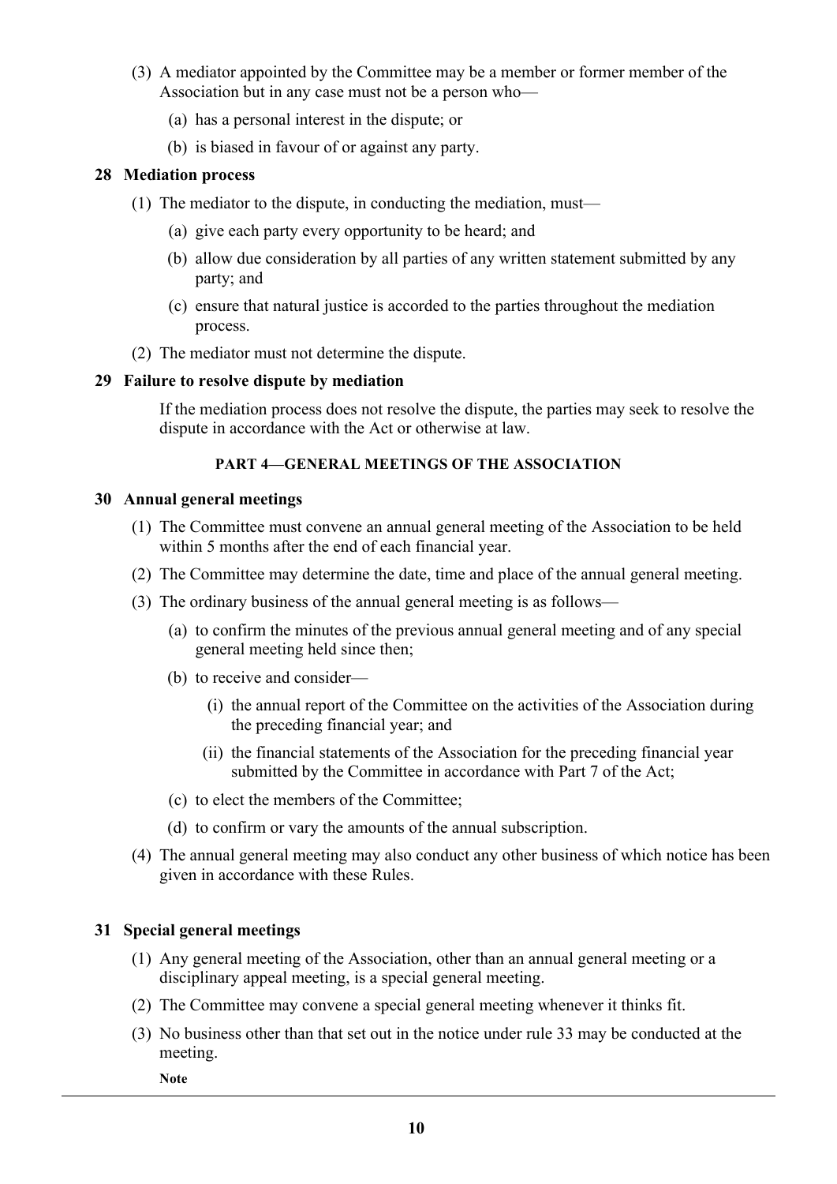(3) A mediator appointed by the Committee may be a member or former member of the Association but in any case must not be a person who—

(a) has a personal interest in the dispute; or

(b) is biased in favour of or against any party.

### 28 Mediation process

(1) The mediator to the dispute, in conducting the mediation, must—

(a) give each party every opportunity to be heard; and

(b) allow due consideration by all parties of any written statement submitted by any party; and

(c) ensure that natural justice is accorded to the parties throughout the mediation process.

(2) The mediator must not determine the dispute.

### 29 Failure to resolve dispute by mediation

If the mediation process does not resolve the dispute, the parties may seek to resolve the dispute in accordance with the Act or otherwise at law.

## PART 4—GENERAL MEETINGS OF THE ASSOCIATION

### 30 Annual general meetings

(1) The Committee must convene an annual general meeting of the Association to be held within 5 months after the end of each financial year.

(2) The Committee may determine the date, time and place of the annual general meeting.

(3) The ordinary business of the annual general meeting is as follows—

(a) to confirm the minutes of the previous annual general meeting and of any special general meeting held since then;

(b) to receive and consider—

(i) the annual report of the Committee on the activities of the Association during the preceding financial year; and

(ii) the financial statements of the Association for the preceding financial year submitted by the Committee in accordance with Part 7 of the Act;

(c) to elect the members of the Committee;

(d) to confirm or vary the amounts of the annual subscription.

(4) The annual general meeting may also conduct any other business of which notice has been given in accordance with these Rules.

### 31 Special general meetings

(1) Any general meeting of the Association, other than an annual general meeting or a disciplinary appeal meeting, is a special general meeting.

(2) The Committee may convene a special general meeting whenever it thinks fit.

(3) No business other than that set out in the notice under rule 33 may be conducted at the meeting.

**Note**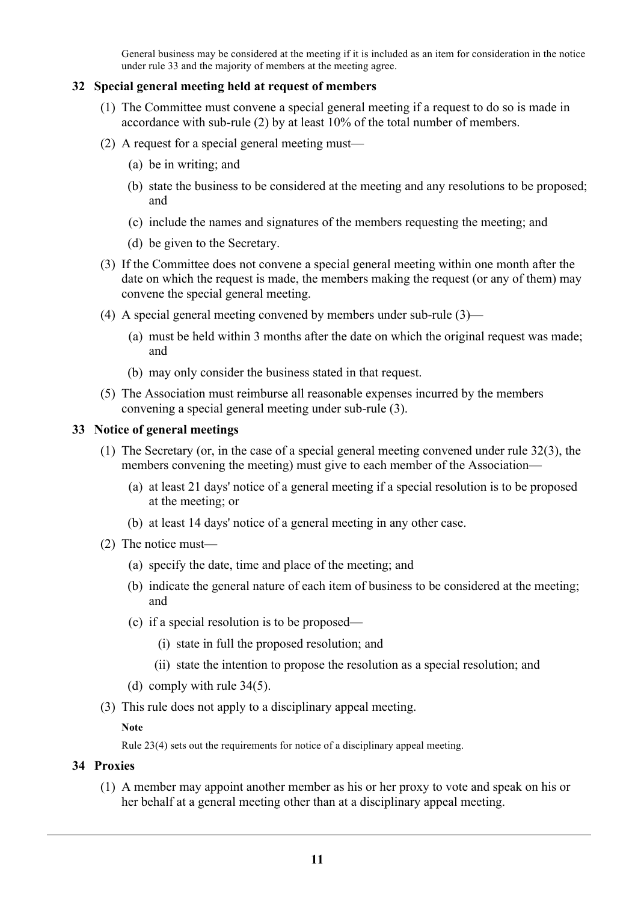General business may be considered at the meeting if it is included as an item for consideration in the notice under rule 33 and the majority of members at the meeting agree.

### 32 Special general meeting held at request of members

(1) The Committee must convene a special general meeting if a request to do so is made in accordance with sub-rule (2) by at least 10% of the total number of members.

(2) A request for a special general meeting must—

- (a) be in writing; and
- (b) state the business to be considered at the meeting and any resolutions to be proposed; and
- (c) include the names and signatures of the members requesting the meeting; and
- (d) be given to the Secretary.

(3) If the Committee does not convene a special general meeting within one month after the date on which the request is made, the members making the request (or any of them) may convene the special general meeting.

(4) A special general meeting convened by members under sub-rule (3)—

- (a) must be held within 3 months after the date on which the original request was made; and
- (b) may only consider the business stated in that request.

(5) The Association must reimburse all reasonable expenses incurred by the members convening a special general meeting under sub-rule (3).

### 33 Notice of general meetings

(1) The Secretary (or, in the case of a special general meeting convened under rule 32(3), the members convening the meeting) must give to each member of the Association—

- (a) at least 21 days' notice of a general meeting if a special resolution is to be proposed at the meeting; or
- (b) at least 14 days' notice of a general meeting in any other case.

(2) The notice must—

- (a) specify the date, time and place of the meeting; and
- (b) indicate the general nature of each item of business to be considered at the meeting; and
- (c) if a special resolution is to be proposed—
  - (i) state in full the proposed resolution; and
  - (ii) state the intention to propose the resolution as a special resolution; and
- (d) comply with rule 34(5).

(3) This rule does not apply to a disciplinary appeal meeting.

**Note**

Rule 23(4) sets out the requirements for notice of a disciplinary appeal meeting.

### 34 Proxies

(1) A member may appoint another member as his or her proxy to vote and speak on his or her behalf at a general meeting other than at a disciplinary appeal meeting.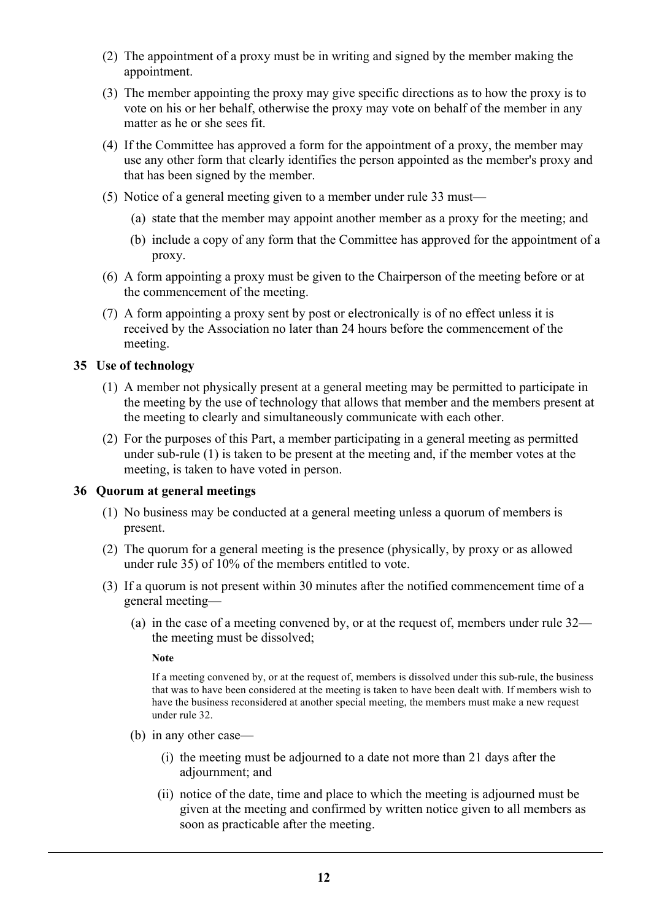(2) The appointment of a proxy must be in writing and signed by the member making the appointment.

(3) The member appointing the proxy may give specific directions as to how the proxy is to vote on his or her behalf, otherwise the proxy may vote on behalf of the member in any matter as he or she sees fit.

(4) If the Committee has approved a form for the appointment of a proxy, the member may use any other form that clearly identifies the person appointed as the member's proxy and that has been signed by the member.

(5) Notice of a general meeting given to a member under rule 33 must—

(a) state that the member may appoint another member as a proxy for the meeting; and

(b) include a copy of any form that the Committee has approved for the appointment of a proxy.

(6) A form appointing a proxy must be given to the Chairperson of the meeting before or at the commencement of the meeting.

(7) A form appointing a proxy sent by post or electronically is of no effect unless it is received by the Association no later than 24 hours before the commencement of the meeting.

### 35 Use of technology

(1) A member not physically present at a general meeting may be permitted to participate in the meeting by the use of technology that allows that member and the members present at the meeting to clearly and simultaneously communicate with each other.

(2) For the purposes of this Part, a member participating in a general meeting as permitted under sub-rule (1) is taken to be present at the meeting and, if the member votes at the meeting, is taken to have voted in person.

### 36 Quorum at general meetings

(1) No business may be conducted at a general meeting unless a quorum of members is present.

(2) The quorum for a general meeting is the presence (physically, by proxy or as allowed under rule 35) of 10% of the members entitled to vote.

(3) If a quorum is not present within 30 minutes after the notified commencement time of a general meeting—

(a) in the case of a meeting convened by, or at the request of, members under rule 32—the meeting must be dissolved;

**Note**

If a meeting convened by, or at the request of, members is dissolved under this sub-rule, the business that was to have been considered at the meeting is taken to have been dealt with. If members wish to have the business reconsidered at another special meeting, the members must make a new request under rule 32.

(b) in any other case—

(i) the meeting must be adjourned to a date not more than 21 days after the adjournment; and

(ii) notice of the date, time and place to which the meeting is adjourned must be given at the meeting and confirmed by written notice given to all members as soon as practicable after the meeting.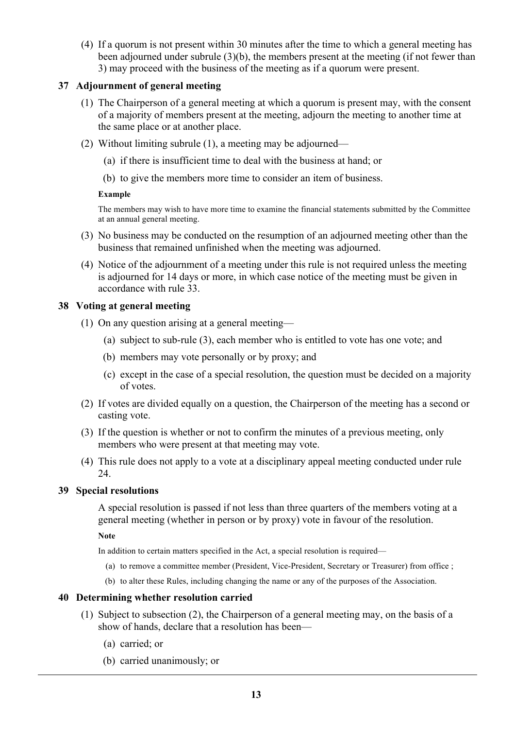(4) If a quorum is not present within 30 minutes after the time to which a general meeting has been adjourned under subrule (3)(b), the members present at the meeting (if not fewer than 3) may proceed with the business of the meeting as if a quorum were present.

### 37 Adjournment of general meeting

(1) The Chairperson of a general meeting at which a quorum is present may, with the consent of a majority of members present at the meeting, adjourn the meeting to another time at the same place or at another place.

(2) Without limiting subrule (1), a meeting may be adjourned—

(a) if there is insufficient time to deal with the business at hand; or

(b) to give the members more time to consider an item of business.

**Example**

The members may wish to have more time to examine the financial statements submitted by the Committee at an annual general meeting.

(3) No business may be conducted on the resumption of an adjourned meeting other than the business that remained unfinished when the meeting was adjourned.

(4) Notice of the adjournment of a meeting under this rule is not required unless the meeting is adjourned for 14 days or more, in which case notice of the meeting must be given in accordance with rule 33.

### 38 Voting at general meeting

(1) On any question arising at a general meeting—

(a) subject to sub-rule (3), each member who is entitled to vote has one vote; and

(b) members may vote personally or by proxy; and

(c) except in the case of a special resolution, the question must be decided on a majority of votes.

(2) If votes are divided equally on a question, the Chairperson of the meeting has a second or casting vote.

(3) If the question is whether or not to confirm the minutes of a previous meeting, only members who were present at that meeting may vote.

(4) This rule does not apply to a vote at a disciplinary appeal meeting conducted under rule 24.

### 39 Special resolutions

A special resolution is passed if not less than three quarters of the members voting at a general meeting (whether in person or by proxy) vote in favour of the resolution.

**Note**

In addition to certain matters specified in the Act, a special resolution is required—

(a) to remove a committee member (President, Vice-President, Secretary or Treasurer) from office ;

(b) to alter these Rules, including changing the name or any of the purposes of the Association.

### 40 Determining whether resolution carried

(1) Subject to subsection (2), the Chairperson of a general meeting may, on the basis of a show of hands, declare that a resolution has been—

(a) carried; or

(b) carried unanimously; or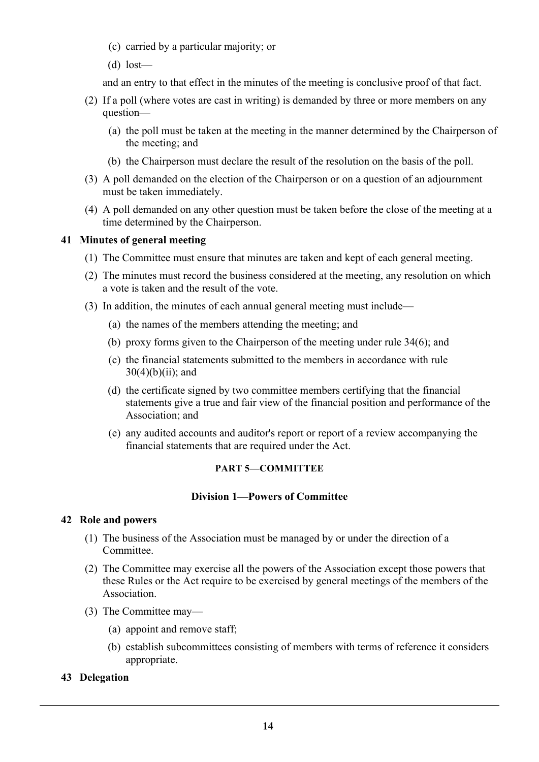(c) carried by a particular majority; or

(d) lost—

and an entry to that effect in the minutes of the meeting is conclusive proof of that fact.

(2) If a poll (where votes are cast in writing) is demanded by three or more members on any question—

(a) the poll must be taken at the meeting in the manner determined by the Chairperson of the meeting; and

(b) the Chairperson must declare the result of the resolution on the basis of the poll.

(3) A poll demanded on the election of the Chairperson or on a question of an adjournment must be taken immediately.

(4) A poll demanded on any other question must be taken before the close of the meeting at a time determined by the Chairperson.

**41 Minutes of general meeting**

(1) The Committee must ensure that minutes are taken and kept of each general meeting.

(2) The minutes must record the business considered at the meeting, any resolution on which a vote is taken and the result of the vote.

(3) In addition, the minutes of each annual general meeting must include—

(a) the names of the members attending the meeting; and

(b) proxy forms given to the Chairperson of the meeting under rule 34(6); and

(c) the financial statements submitted to the members in accordance with rule 30(4)(b)(ii); and

(d) the certificate signed by two committee members certifying that the financial statements give a true and fair view of the financial position and performance of the Association; and

(e) any audited accounts and auditor's report or report of a review accompanying the financial statements that are required under the Act.

## PART 5—COMMITTEE

### Division 1—Powers of Committee

**42 Role and powers**

(1) The business of the Association must be managed by or under the direction of a Committee.

(2) The Committee may exercise all the powers of the Association except those powers that these Rules or the Act require to be exercised by general meetings of the members of the Association.

(3) The Committee may—

(a) appoint and remove staff;

(b) establish subcommittees consisting of members with terms of reference it considers appropriate.

**43 Delegation**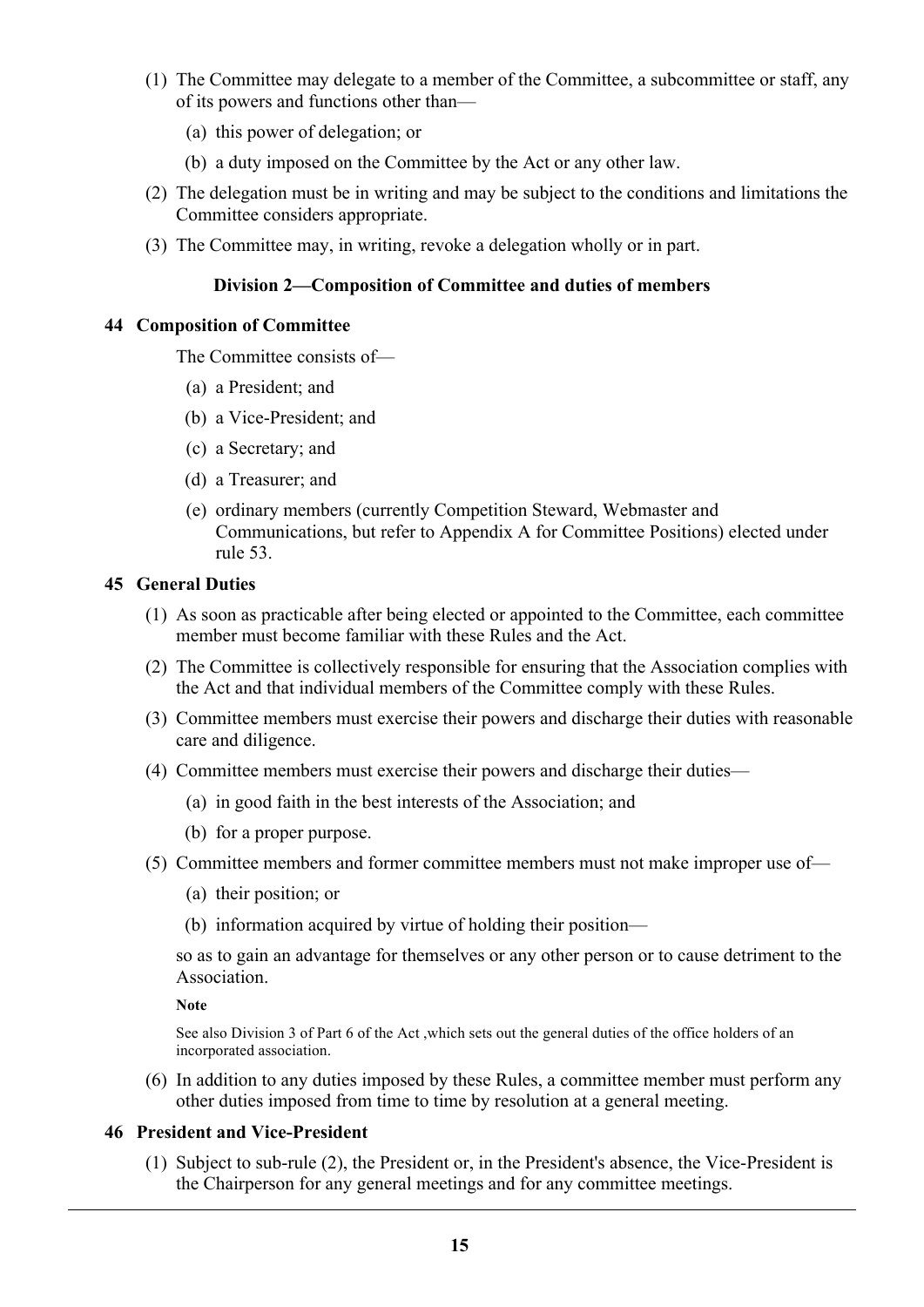(1) The Committee may delegate to a member of the Committee, a subcommittee or staff, any of its powers and functions other than—

   (a) this power of delegation; or

   (b) a duty imposed on the Committee by the Act or any other law.

(2) The delegation must be in writing and may be subject to the conditions and limitations the Committee considers appropriate.

(3) The Committee may, in writing, revoke a delegation wholly or in part.

## Division 2—Composition of Committee and duties of members

### 44 Composition of Committee

The Committee consists of—

   (a) a President; and

   (b) a Vice-President; and

   (c) a Secretary; and

   (d) a Treasurer; and

   (e) ordinary members (currently Competition Steward, Webmaster and Communications, but refer to Appendix A for Committee Positions) elected under rule 53.

### 45 General Duties

(1) As soon as practicable after being elected or appointed to the Committee, each committee member must become familiar with these Rules and the Act.

(2) The Committee is collectively responsible for ensuring that the Association complies with the Act and that individual members of the Committee comply with these Rules.

(3) Committee members must exercise their powers and discharge their duties with reasonable care and diligence.

(4) Committee members must exercise their powers and discharge their duties—

   (a) in good faith in the best interests of the Association; and

   (b) for a proper purpose.

(5) Committee members and former committee members must not make improper use of—

   (a) their position; or

   (b) information acquired by virtue of holding their position—

so as to gain an advantage for themselves or any other person or to cause detriment to the Association.

**Note**

See also Division 3 of Part 6 of the Act ,which sets out the general duties of the office holders of an incorporated association.

(6) In addition to any duties imposed by these Rules, a committee member must perform any other duties imposed from time to time by resolution at a general meeting.

### 46 President and Vice-President

(1) Subject to sub-rule (2), the President or, in the President's absence, the Vice-President is the Chairperson for any general meetings and for any committee meetings.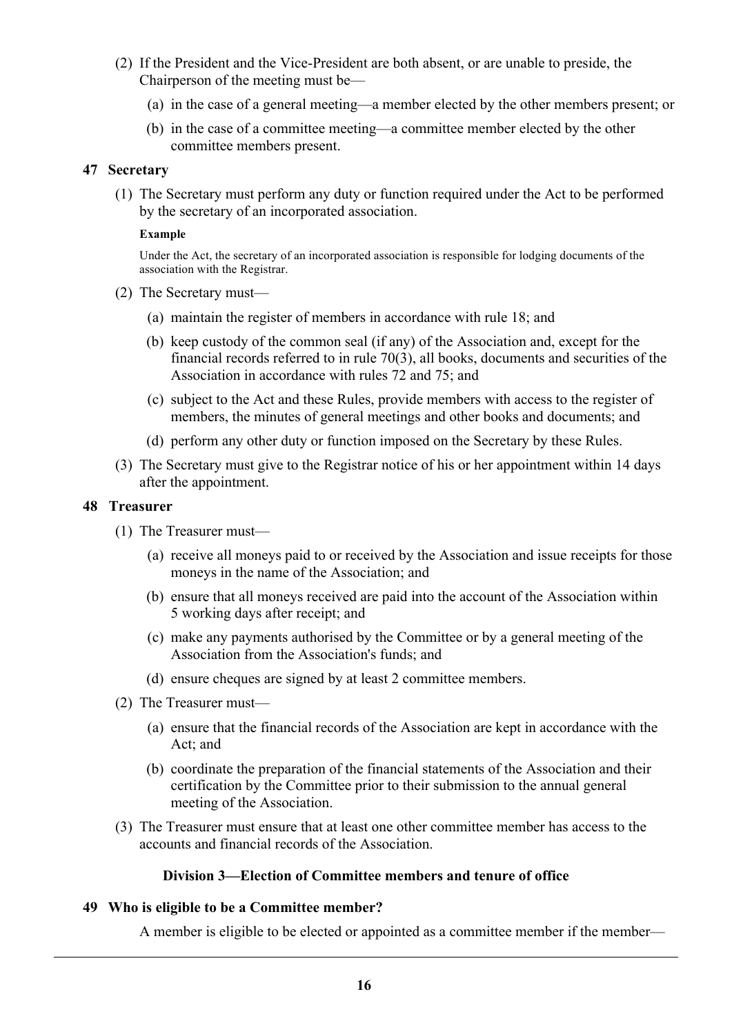(2) If the President and the Vice-President are both absent, or are unable to preside, the Chairperson of the meeting must be—

(a) in the case of a general meeting—a member elected by the other members present; or

(b) in the case of a committee meeting—a committee member elected by the other committee members present.

### 47 Secretary

(1) The Secretary must perform any duty or function required under the Act to be performed by the secretary of an incorporated association.

**Example**

Under the Act, the secretary of an incorporated association is responsible for lodging documents of the association with the Registrar.

(2) The Secretary must—

(a) maintain the register of members in accordance with rule 18; and

(b) keep custody of the common seal (if any) of the Association and, except for the financial records referred to in rule 70(3), all books, documents and securities of the Association in accordance with rules 72 and 75; and

(c) subject to the Act and these Rules, provide members with access to the register of members, the minutes of general meetings and other books and documents; and

(d) perform any other duty or function imposed on the Secretary by these Rules.

(3) The Secretary must give to the Registrar notice of his or her appointment within 14 days after the appointment.

### 48 Treasurer

(1) The Treasurer must—

(a) receive all moneys paid to or received by the Association and issue receipts for those moneys in the name of the Association; and

(b) ensure that all moneys received are paid into the account of the Association within 5 working days after receipt; and

(c) make any payments authorised by the Committee or by a general meeting of the Association from the Association's funds; and

(d) ensure cheques are signed by at least 2 committee members.

(2) The Treasurer must—

(a) ensure that the financial records of the Association are kept in accordance with the Act; and

(b) coordinate the preparation of the financial statements of the Association and their certification by the Committee prior to their submission to the annual general meeting of the Association.

(3) The Treasurer must ensure that at least one other committee member has access to the accounts and financial records of the Association.

## Division 3—Election of Committee members and tenure of office

### 49 Who is eligible to be a Committee member?

A member is eligible to be elected or appointed as a committee member if the member—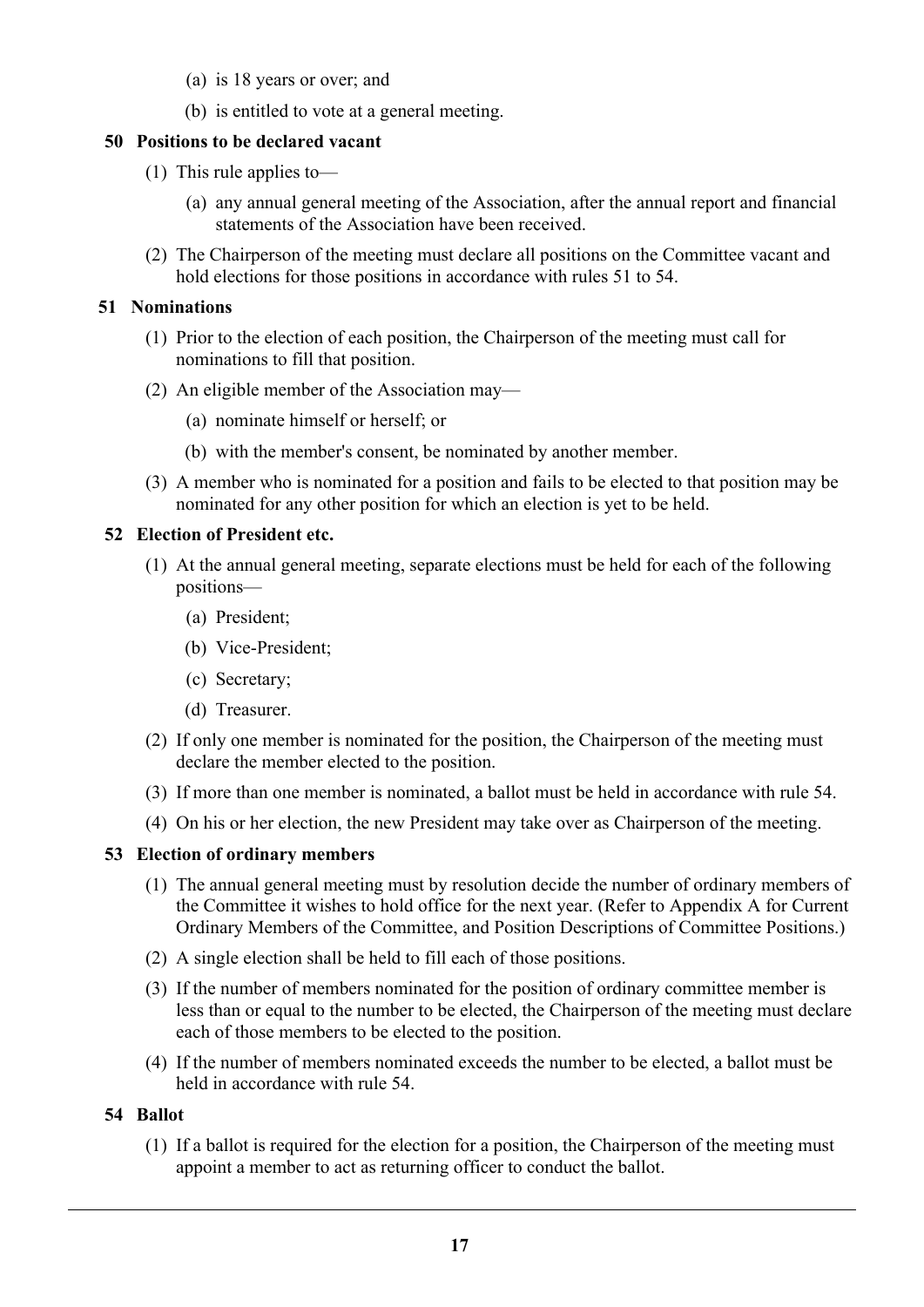(a) is 18 years or over; and

(b) is entitled to vote at a general meeting.

### 50 Positions to be declared vacant

(1) This rule applies to—

(a) any annual general meeting of the Association, after the annual report and financial statements of the Association have been received.

(2) The Chairperson of the meeting must declare all positions on the Committee vacant and hold elections for those positions in accordance with rules 51 to 54.

### 51 Nominations

(1) Prior to the election of each position, the Chairperson of the meeting must call for nominations to fill that position.

(2) An eligible member of the Association may—

(a) nominate himself or herself; or

(b) with the member's consent, be nominated by another member.

(3) A member who is nominated for a position and fails to be elected to that position may be nominated for any other position for which an election is yet to be held.

### 52 Election of President etc.

(1) At the annual general meeting, separate elections must be held for each of the following positions—

(a) President;

(b) Vice-President;

(c) Secretary;

(d) Treasurer.

(2) If only one member is nominated for the position, the Chairperson of the meeting must declare the member elected to the position.

(3) If more than one member is nominated, a ballot must be held in accordance with rule 54.

(4) On his or her election, the new President may take over as Chairperson of the meeting.

### 53 Election of ordinary members

(1) The annual general meeting must by resolution decide the number of ordinary members of the Committee it wishes to hold office for the next year. (Refer to Appendix A for Current Ordinary Members of the Committee, and Position Descriptions of Committee Positions.)

(2) A single election shall be held to fill each of those positions.

(3) If the number of members nominated for the position of ordinary committee member is less than or equal to the number to be elected, the Chairperson of the meeting must declare each of those members to be elected to the position.

(4) If the number of members nominated exceeds the number to be elected, a ballot must be held in accordance with rule 54.

### 54 Ballot

(1) If a ballot is required for the election for a position, the Chairperson of the meeting must appoint a member to act as returning officer to conduct the ballot.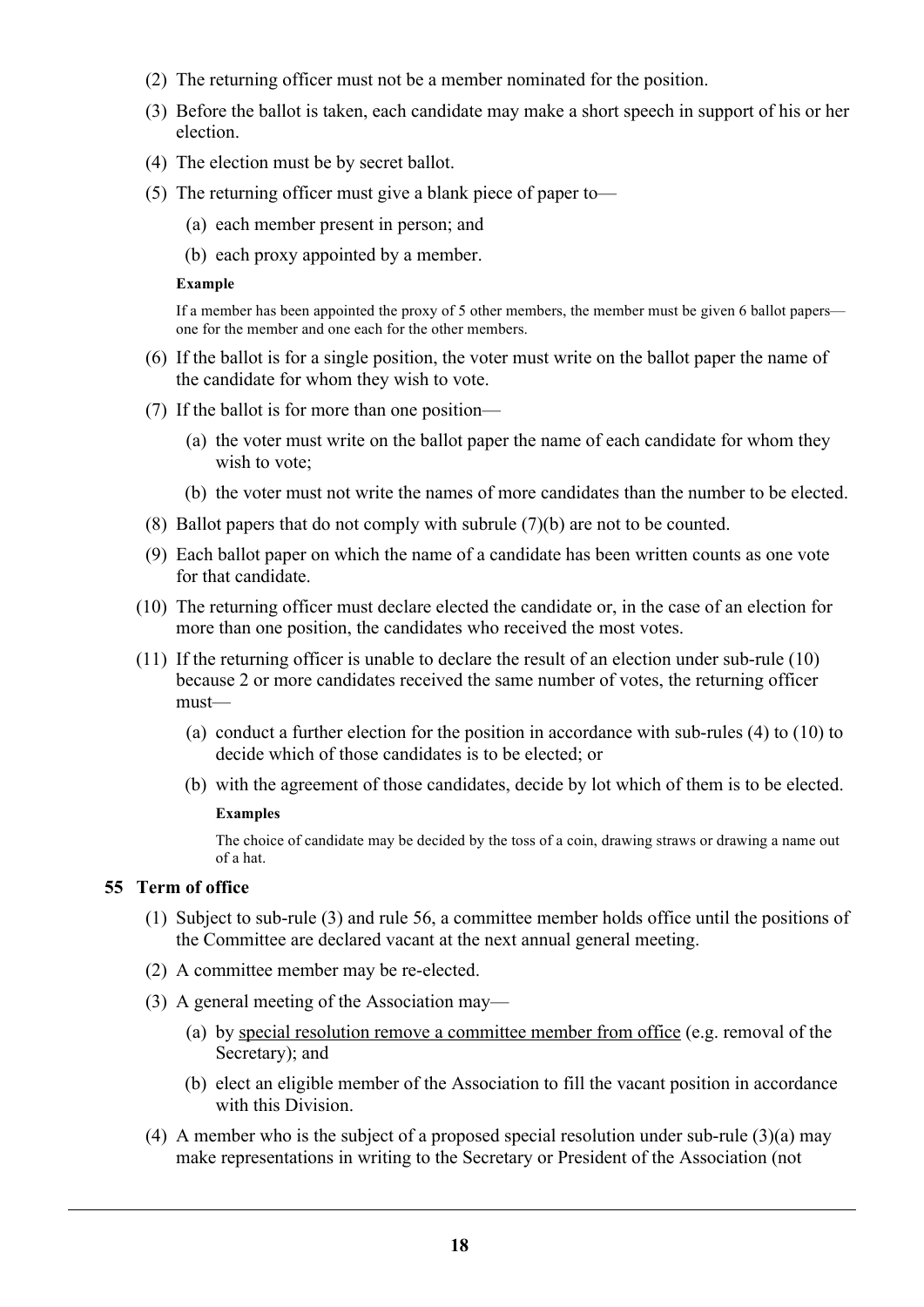(2) The returning officer must not be a member nominated for the position.

(3) Before the ballot is taken, each candidate may make a short speech in support of his or her election.

(4) The election must be by secret ballot.

(5) The returning officer must give a blank piece of paper to—

(a) each member present in person; and

(b) each proxy appointed by a member.

**Example**

If a member has been appointed the proxy of 5 other members, the member must be given 6 ballot papers—one for the member and one each for the other members.

(6) If the ballot is for a single position, the voter must write on the ballot paper the name of the candidate for whom they wish to vote.

(7) If the ballot is for more than one position—

(a) the voter must write on the ballot paper the name of each candidate for whom they wish to vote;

(b) the voter must not write the names of more candidates than the number to be elected.

(8) Ballot papers that do not comply with subrule (7)(b) are not to be counted.

(9) Each ballot paper on which the name of a candidate has been written counts as one vote for that candidate.

(10) The returning officer must declare elected the candidate or, in the case of an election for more than one position, the candidates who received the most votes.

(11) If the returning officer is unable to declare the result of an election under sub-rule (10) because 2 or more candidates received the same number of votes, the returning officer must—

(a) conduct a further election for the position in accordance with sub-rules (4) to (10) to decide which of those candidates is to be elected; or

(b) with the agreement of those candidates, decide by lot which of them is to be elected.

**Examples**

The choice of candidate may be decided by the toss of a coin, drawing straws or drawing a name out of a hat.

### 55 Term of office

(1) Subject to sub-rule (3) and rule 56, a committee member holds office until the positions of the Committee are declared vacant at the next annual general meeting.

(2) A committee member may be re-elected.

(3) A general meeting of the Association may—

(a) by special resolution remove a committee member from office (e.g. removal of the Secretary); and

(b) elect an eligible member of the Association to fill the vacant position in accordance with this Division.

(4) A member who is the subject of a proposed special resolution under sub-rule (3)(a) may make representations in writing to the Secretary or President of the Association (not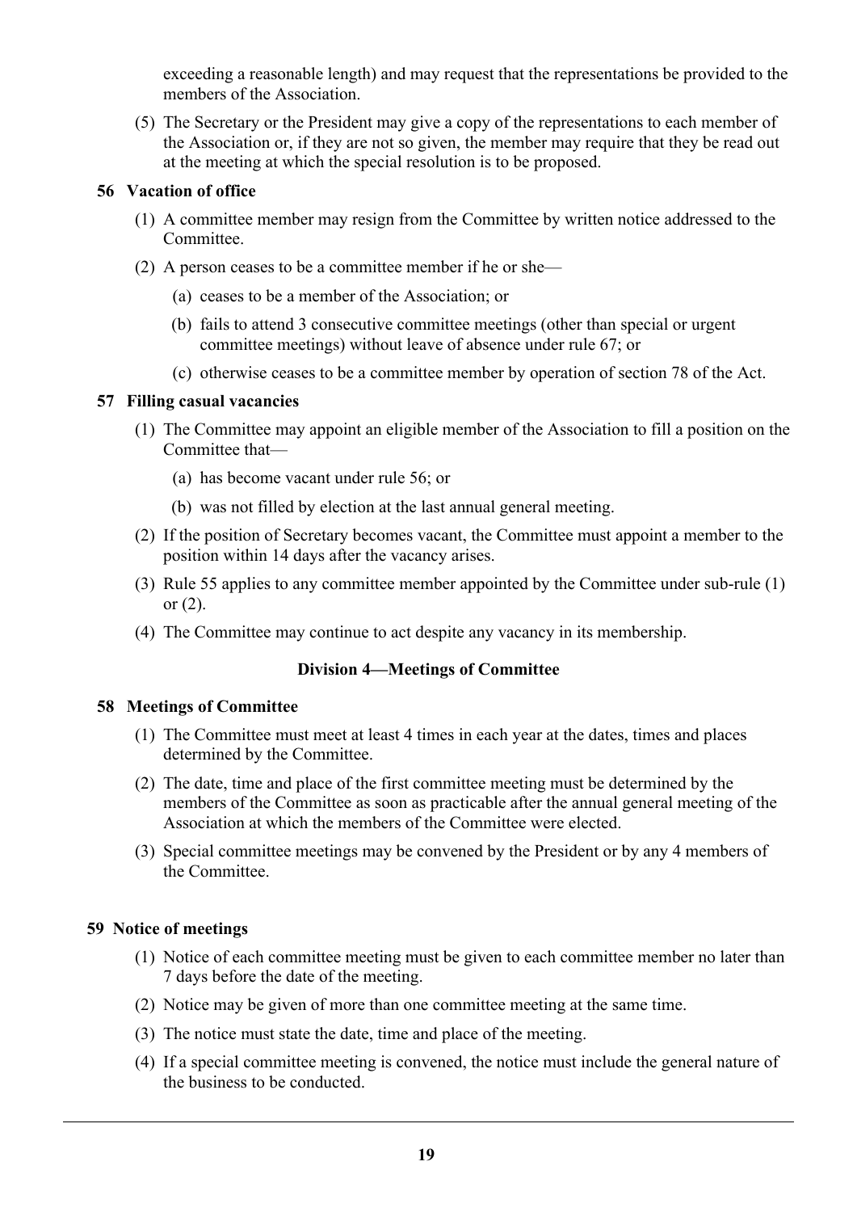exceeding a reasonable length) and may request that the representations be provided to the members of the Association.

(5) The Secretary or the President may give a copy of the representations to each member of the Association or, if they are not so given, the member may require that they be read out at the meeting at which the special resolution is to be proposed.

### 56 Vacation of office

(1) A committee member may resign from the Committee by written notice addressed to the Committee.

(2) A person ceases to be a committee member if he or she—

(a) ceases to be a member of the Association; or

(b) fails to attend 3 consecutive committee meetings (other than special or urgent committee meetings) without leave of absence under rule 67; or

(c) otherwise ceases to be a committee member by operation of section 78 of the Act.

### 57 Filling casual vacancies

(1) The Committee may appoint an eligible member of the Association to fill a position on the Committee that—

(a) has become vacant under rule 56; or

(b) was not filled by election at the last annual general meeting.

(2) If the position of Secretary becomes vacant, the Committee must appoint a member to the position within 14 days after the vacancy arises.

(3) Rule 55 applies to any committee member appointed by the Committee under sub-rule (1) or (2).

(4) The Committee may continue to act despite any vacancy in its membership.

## Division 4—Meetings of Committee

### 58 Meetings of Committee

(1) The Committee must meet at least 4 times in each year at the dates, times and places determined by the Committee.

(2) The date, time and place of the first committee meeting must be determined by the members of the Committee as soon as practicable after the annual general meeting of the Association at which the members of the Committee were elected.

(3) Special committee meetings may be convened by the President or by any 4 members of the Committee.

### 59 Notice of meetings

(1) Notice of each committee meeting must be given to each committee member no later than 7 days before the date of the meeting.

(2) Notice may be given of more than one committee meeting at the same time.

(3) The notice must state the date, time and place of the meeting.

(4) If a special committee meeting is convened, the notice must include the general nature of the business to be conducted.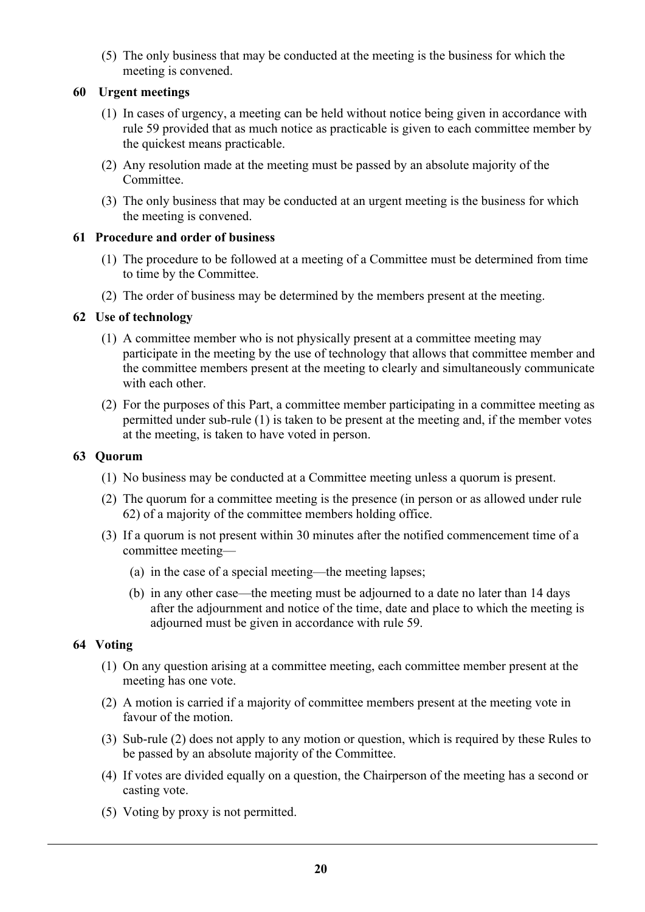(5) The only business that may be conducted at the meeting is the business for which the meeting is convened.

### 60 Urgent meetings

(1) In cases of urgency, a meeting can be held without notice being given in accordance with rule 59 provided that as much notice as practicable is given to each committee member by the quickest means practicable.

(2) Any resolution made at the meeting must be passed by an absolute majority of the Committee.

(3) The only business that may be conducted at an urgent meeting is the business for which the meeting is convened.

### 61 Procedure and order of business

(1) The procedure to be followed at a meeting of a Committee must be determined from time to time by the Committee.

(2) The order of business may be determined by the members present at the meeting.

### 62 Use of technology

(1) A committee member who is not physically present at a committee meeting may participate in the meeting by the use of technology that allows that committee member and the committee members present at the meeting to clearly and simultaneously communicate with each other.

(2) For the purposes of this Part, a committee member participating in a committee meeting as permitted under sub-rule (1) is taken to be present at the meeting and, if the member votes at the meeting, is taken to have voted in person.

### 63 Quorum

(1) No business may be conducted at a Committee meeting unless a quorum is present.

(2) The quorum for a committee meeting is the presence (in person or as allowed under rule 62) of a majority of the committee members holding office.

(3) If a quorum is not present within 30 minutes after the notified commencement time of a committee meeting—

(a) in the case of a special meeting—the meeting lapses;

(b) in any other case—the meeting must be adjourned to a date no later than 14 days after the adjournment and notice of the time, date and place to which the meeting is adjourned must be given in accordance with rule 59.

### 64 Voting

(1) On any question arising at a committee meeting, each committee member present at the meeting has one vote.

(2) A motion is carried if a majority of committee members present at the meeting vote in favour of the motion.

(3) Sub-rule (2) does not apply to any motion or question, which is required by these Rules to be passed by an absolute majority of the Committee.

(4) If votes are divided equally on a question, the Chairperson of the meeting has a second or casting vote.

(5) Voting by proxy is not permitted.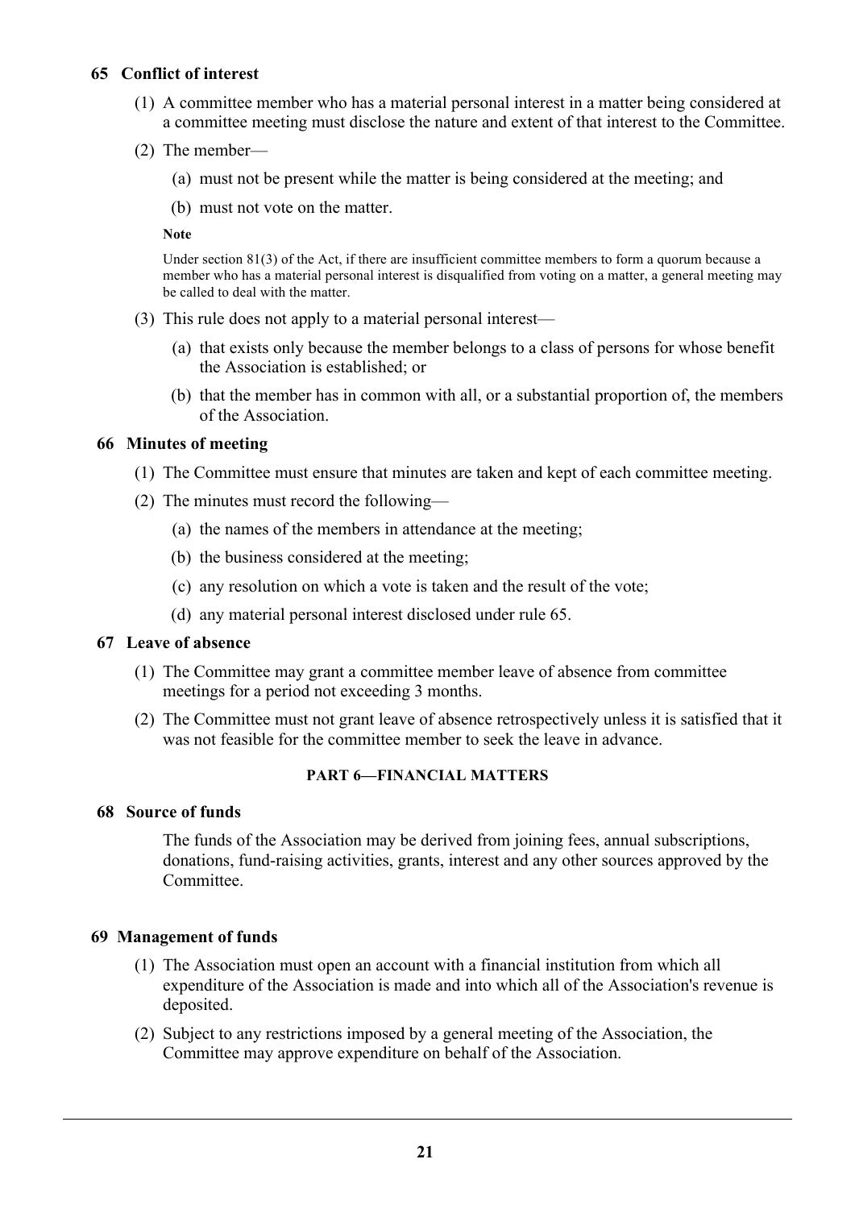### 65 Conflict of interest

(1) A committee member who has a material personal interest in a matter being considered at a committee meeting must disclose the nature and extent of that interest to the Committee.

(2) The member—

(a) must not be present while the matter is being considered at the meeting; and

(b) must not vote on the matter.

**Note**

Under section 81(3) of the Act, if there are insufficient committee members to form a quorum because a member who has a material personal interest is disqualified from voting on a matter, a general meeting may be called to deal with the matter.

(3) This rule does not apply to a material personal interest—

(a) that exists only because the member belongs to a class of persons for whose benefit the Association is established; or

(b) that the member has in common with all, or a substantial proportion of, the members of the Association.

### 66 Minutes of meeting

(1) The Committee must ensure that minutes are taken and kept of each committee meeting.

(2) The minutes must record the following—

(a) the names of the members in attendance at the meeting;

(b) the business considered at the meeting;

(c) any resolution on which a vote is taken and the result of the vote;

(d) any material personal interest disclosed under rule 65.

### 67 Leave of absence

(1) The Committee may grant a committee member leave of absence from committee meetings for a period not exceeding 3 months.

(2) The Committee must not grant leave of absence retrospectively unless it is satisfied that it was not feasible for the committee member to seek the leave in advance.

## PART 6—FINANCIAL MATTERS

### 68 Source of funds

The funds of the Association may be derived from joining fees, annual subscriptions, donations, fund-raising activities, grants, interest and any other sources approved by the Committee.

### 69 Management of funds

(1) The Association must open an account with a financial institution from which all expenditure of the Association is made and into which all of the Association's revenue is deposited.

(2) Subject to any restrictions imposed by a general meeting of the Association, the Committee may approve expenditure on behalf of the Association.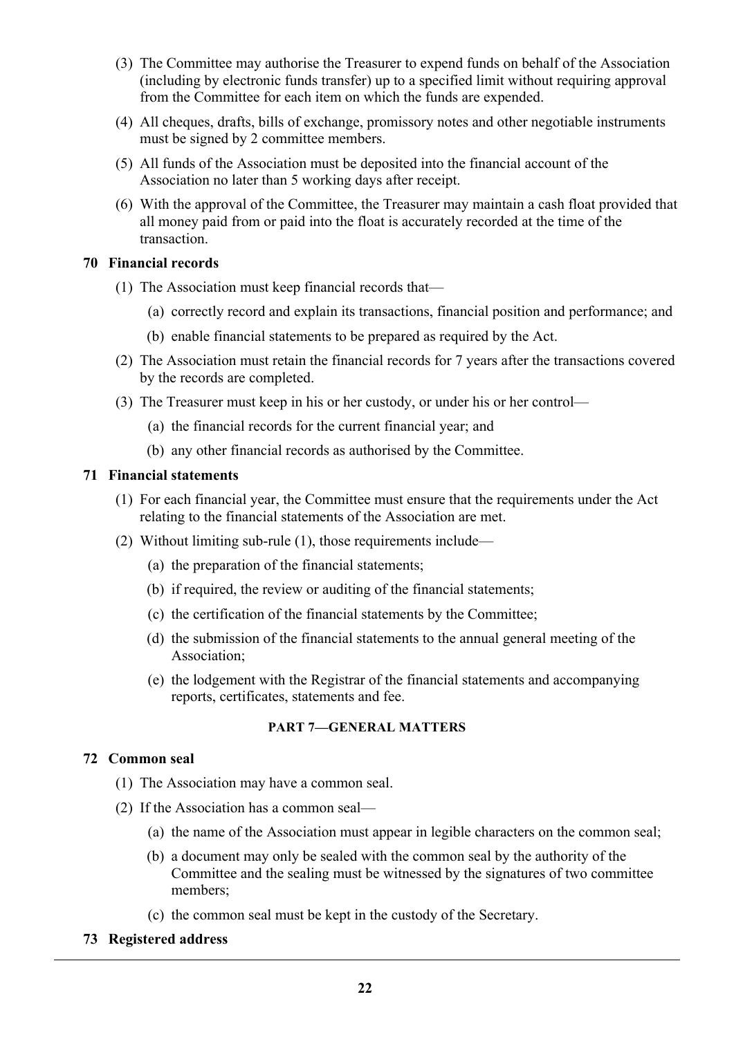(3) The Committee may authorise the Treasurer to expend funds on behalf of the Association (including by electronic funds transfer) up to a specified limit without requiring approval from the Committee for each item on which the funds are expended.

(4) All cheques, drafts, bills of exchange, promissory notes and other negotiable instruments must be signed by 2 committee members.

(5) All funds of the Association must be deposited into the financial account of the Association no later than 5 working days after receipt.

(6) With the approval of the Committee, the Treasurer may maintain a cash float provided that all money paid from or paid into the float is accurately recorded at the time of the transaction.

### 70 Financial records

(1) The Association must keep financial records that—

(a) correctly record and explain its transactions, financial position and performance; and

(b) enable financial statements to be prepared as required by the Act.

(2) The Association must retain the financial records for 7 years after the transactions covered by the records are completed.

(3) The Treasurer must keep in his or her custody, or under his or her control—

(a) the financial records for the current financial year; and

(b) any other financial records as authorised by the Committee.

### 71 Financial statements

(1) For each financial year, the Committee must ensure that the requirements under the Act relating to the financial statements of the Association are met.

(2) Without limiting sub-rule (1), those requirements include—

(a) the preparation of the financial statements;

(b) if required, the review or auditing of the financial statements;

(c) the certification of the financial statements by the Committee;

(d) the submission of the financial statements to the annual general meeting of the Association;

(e) the lodgement with the Registrar of the financial statements and accompanying reports, certificates, statements and fee.

## PART 7—GENERAL MATTERS

### 72 Common seal

(1) The Association may have a common seal.

(2) If the Association has a common seal—

(a) the name of the Association must appear in legible characters on the common seal;

(b) a document may only be sealed with the common seal by the authority of the Committee and the sealing must be witnessed by the signatures of two committee members;

(c) the common seal must be kept in the custody of the Secretary.

### 73 Registered address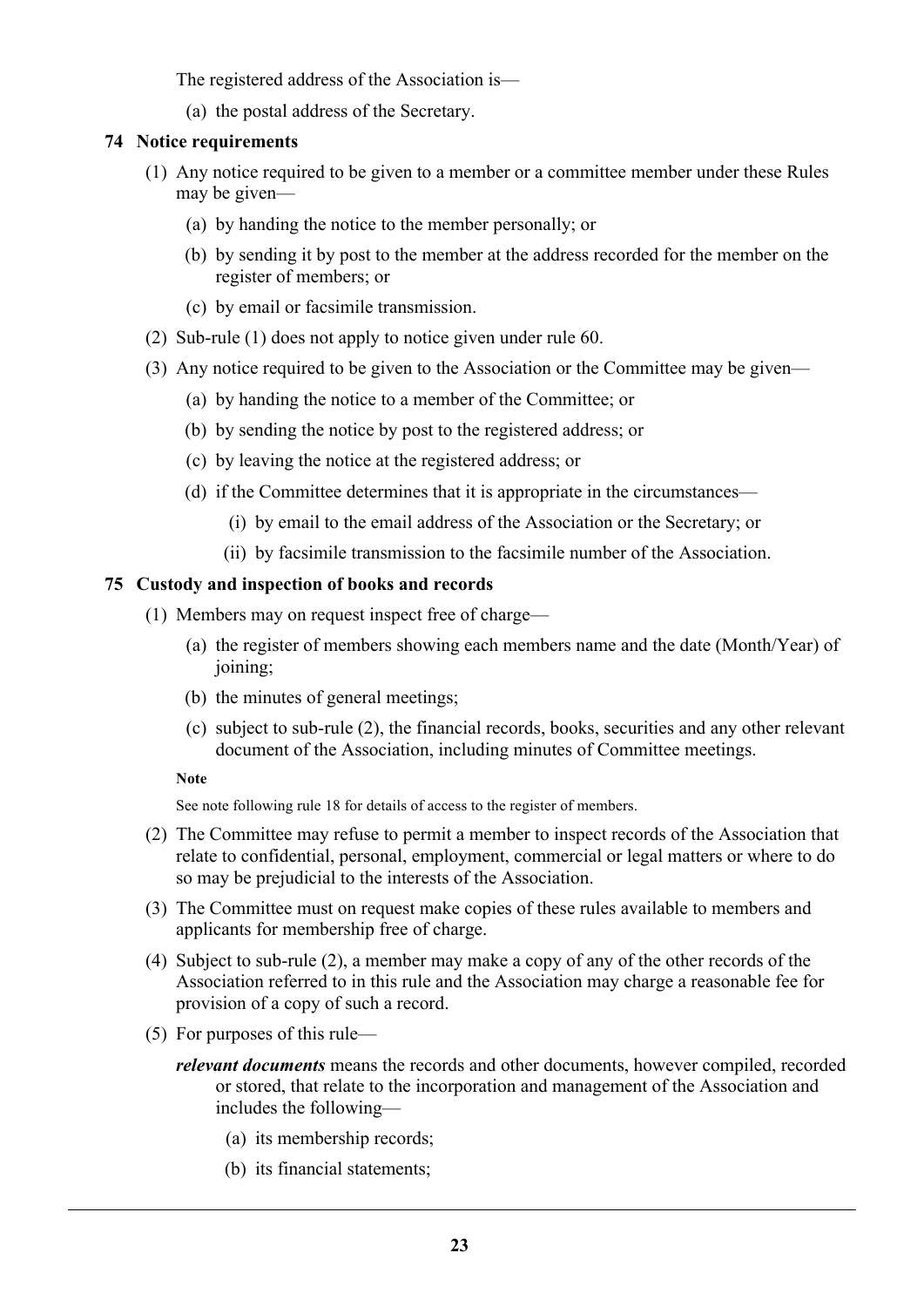The registered address of the Association is—

(a) the postal address of the Secretary.

### 74 Notice requirements

(1) Any notice required to be given to a member or a committee member under these Rules may be given—

(a) by handing the notice to the member personally; or

(b) by sending it by post to the member at the address recorded for the member on the register of members; or

(c) by email or facsimile transmission.

(2) Sub-rule (1) does not apply to notice given under rule 60.

(3) Any notice required to be given to the Association or the Committee may be given—

(a) by handing the notice to a member of the Committee; or

(b) by sending the notice by post to the registered address; or

(c) by leaving the notice at the registered address; or

(d) if the Committee determines that it is appropriate in the circumstances—

(i) by email to the email address of the Association or the Secretary; or

(ii) by facsimile transmission to the facsimile number of the Association.

### 75 Custody and inspection of books and records

(1) Members may on request inspect free of charge—

(a) the register of members showing each members name and the date (Month/Year) of joining;

(b) the minutes of general meetings;

(c) subject to sub-rule (2), the financial records, books, securities and any other relevant document of the Association, including minutes of Committee meetings.

**Note**

See note following rule 18 for details of access to the register of members.

(2) The Committee may refuse to permit a member to inspect records of the Association that relate to confidential, personal, employment, commercial or legal matters or where to do so may be prejudicial to the interests of the Association.

(3) The Committee must on request make copies of these rules available to members and applicants for membership free of charge.

(4) Subject to sub-rule (2), a member may make a copy of any of the other records of the Association referred to in this rule and the Association may charge a reasonable fee for provision of a copy of such a record.

(5) For purposes of this rule—

***relevant documents*** means the records and other documents, however compiled, recorded or stored, that relate to the incorporation and management of the Association and includes the following—

(a) its membership records;

(b) its financial statements;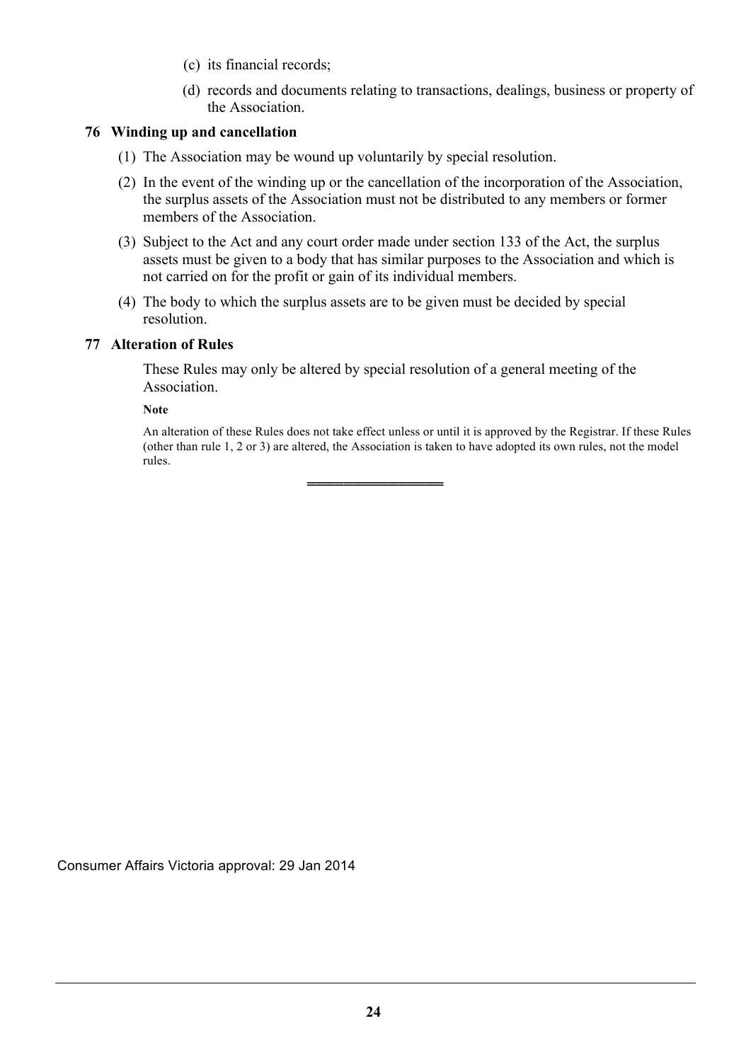(c) its financial records;

(d) records and documents relating to transactions, dealings, business or property of the Association.

### 76 Winding up and cancellation

(1) The Association may be wound up voluntarily by special resolution.

(2) In the event of the winding up or the cancellation of the incorporation of the Association, the surplus assets of the Association must not be distributed to any members or former members of the Association.

(3) Subject to the Act and any court order made under section 133 of the Act, the surplus assets must be given to a body that has similar purposes to the Association and which is not carried on for the profit or gain of its individual members.

(4) The body to which the surplus assets are to be given must be decided by special resolution.

### 77 Alteration of Rules

These Rules may only be altered by special resolution of a general meeting of the Association.

**Note**

An alteration of these Rules does not take effect unless or until it is approved by the Registrar. If these Rules (other than rule 1, 2 or 3) are altered, the Association is taken to have adopted its own rules, not the model rules.

---

Consumer Affairs Victoria approval: 29 Jan 2014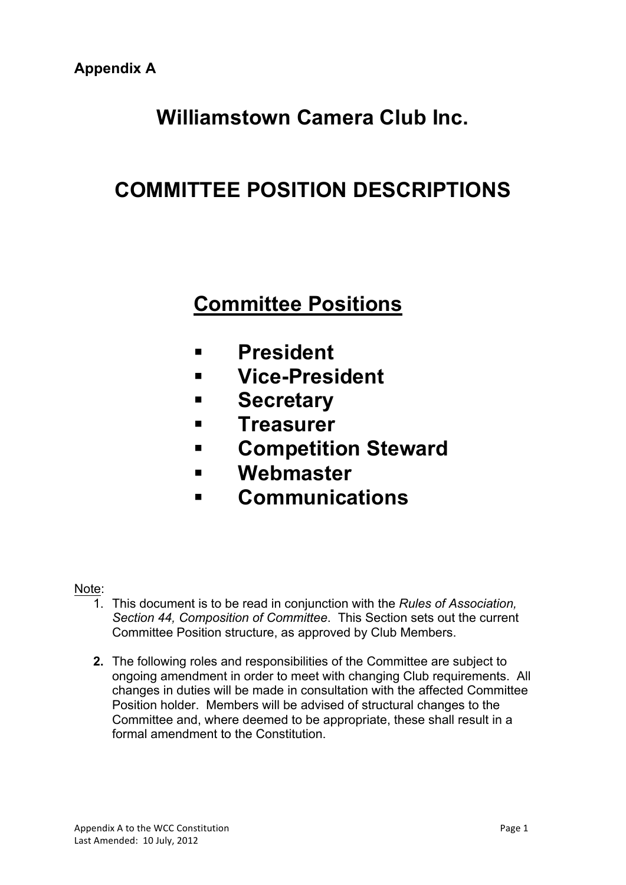**Appendix A**

# Williamstown Camera Club Inc.

# COMMITTEE POSITION DESCRIPTIONS

## Committee Positions

- **President**
- **Vice-President**
- **Secretary**
- **Treasurer**
- **Competition Steward**
- **Webmaster**
- **Communications**

Note:

1. This document is to be read in conjunction with the *Rules of Association, Section 44, Composition of Committee*. This Section sets out the current Committee Position structure, as approved by Club Members.

2. The following roles and responsibilities of the Committee are subject to ongoing amendment in order to meet with changing Club requirements. All changes in duties will be made in consultation with the affected Committee Position holder. Members will be advised of structural changes to the Committee and, where deemed to be appropriate, these shall result in a formal amendment to the Constitution.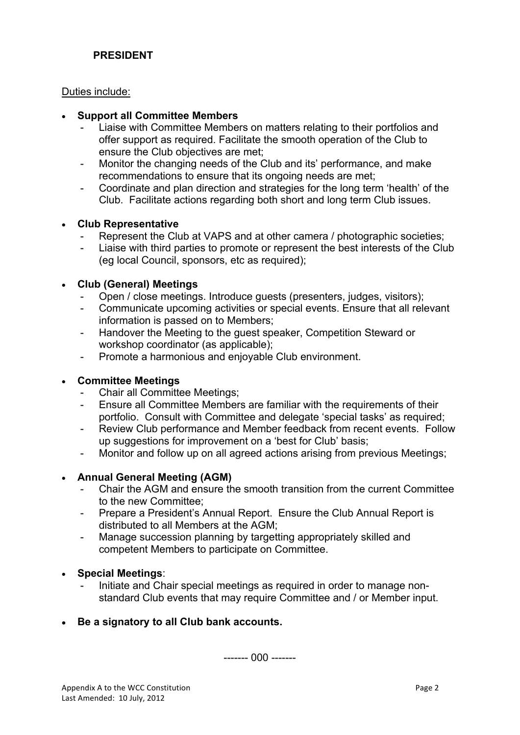**PRESIDENT**

Duties include:

- **Support all Committee Members**
  - Liaise with Committee Members on matters relating to their portfolios and offer support as required. Facilitate the smooth operation of the Club to ensure the Club objectives are met;
  - Monitor the changing needs of the Club and its' performance, and make recommendations to ensure that its ongoing needs are met;
  - Coordinate and plan direction and strategies for the long term 'health' of the Club. Facilitate actions regarding both short and long term Club issues.

- **Club Representative**
  - Represent the Club at VAPS and at other camera / photographic societies;
  - Liaise with third parties to promote or represent the best interests of the Club (eg local Council, sponsors, etc as required);

- **Club (General) Meetings**
  - Open / close meetings. Introduce guests (presenters, judges, visitors);
  - Communicate upcoming activities or special events. Ensure that all relevant information is passed on to Members;
  - Handover the Meeting to the guest speaker, Competition Steward or workshop coordinator (as applicable);
  - Promote a harmonious and enjoyable Club environment.

- **Committee Meetings**
  - Chair all Committee Meetings;
  - Ensure all Committee Members are familiar with the requirements of their portfolio. Consult with Committee and delegate 'special tasks' as required;
  - Review Club performance and Member feedback from recent events. Follow up suggestions for improvement on a 'best for Club' basis;
  - Monitor and follow up on all agreed actions arising from previous Meetings;

- **Annual General Meeting (AGM)**
  - Chair the AGM and ensure the smooth transition from the current Committee to the new Committee;
  - Prepare a President's Annual Report. Ensure the Club Annual Report is distributed to all Members at the AGM;
  - Manage succession planning by targetting appropriately skilled and competent Members to participate on Committee.

- **Special Meetings**:
  - Initiate and Chair special meetings as required in order to manage non-standard Club events that may require Committee and / or Member input.

- **Be a signatory to all Club bank accounts.**

------- 000 -------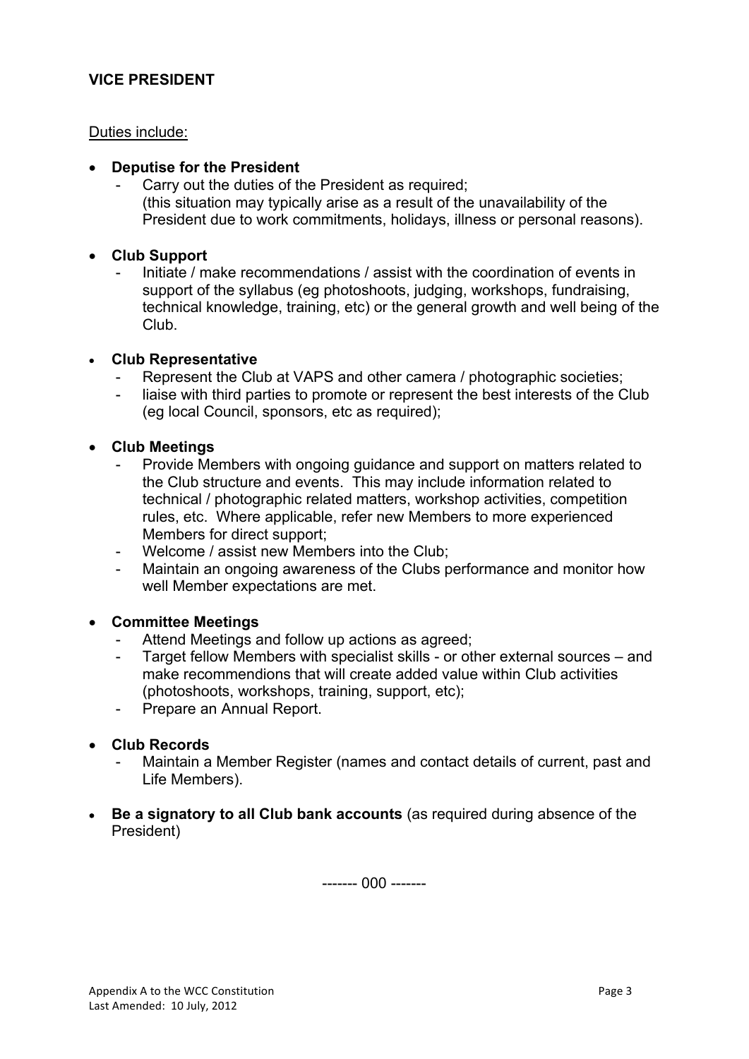## VICE PRESIDENT

Duties include:

- **Deputise for the President**
  - Carry out the duties of the President as required; (this situation may typically arise as a result of the unavailability of the President due to work commitments, holidays, illness or personal reasons).

- **Club Support**
  - Initiate / make recommendations / assist with the coordination of events in support of the syllabus (eg photoshoots, judging, workshops, fundraising, technical knowledge, training, etc) or the general growth and well being of the Club.

- **Club Representative**
  - Represent the Club at VAPS and other camera / photographic societies;
  - liaise with third parties to promote or represent the best interests of the Club (eg local Council, sponsors, etc as required);

- **Club Meetings**
  - Provide Members with ongoing guidance and support on matters related to the Club structure and events. This may include information related to technical / photographic related matters, workshop activities, competition rules, etc. Where applicable, refer new Members to more experienced Members for direct support;
  - Welcome / assist new Members into the Club;
  - Maintain an ongoing awareness of the Clubs performance and monitor how well Member expectations are met.

- **Committee Meetings**
  - Attend Meetings and follow up actions as agreed;
  - Target fellow Members with specialist skills - or other external sources – and make recommendions that will create added value within Club activities (photoshoots, workshops, training, support, etc);
  - Prepare an Annual Report.

- **Club Records**
  - Maintain a Member Register (names and contact details of current, past and Life Members).

- **Be a signatory to all Club bank accounts** (as required during absence of the President)

------- 000 -------

Appendix A to the WCC Constitution
Last Amended: 10 July, 2012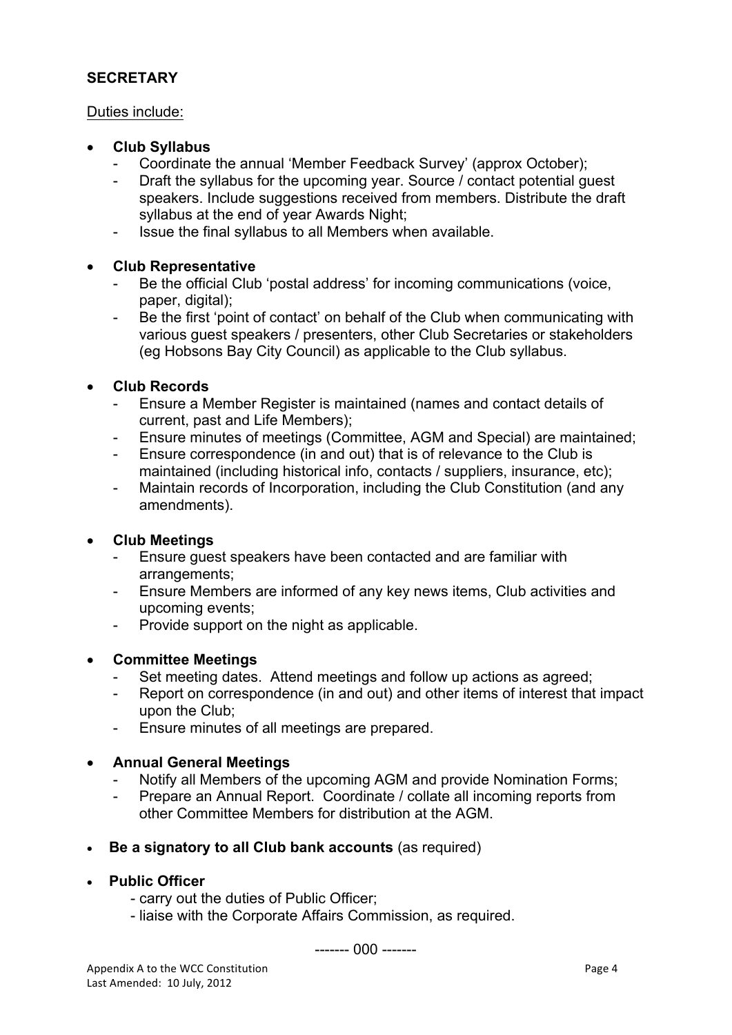## SECRETARY

Duties include:

- **Club Syllabus**
  - Coordinate the annual 'Member Feedback Survey' (approx October);
  - Draft the syllabus for the upcoming year. Source / contact potential guest speakers. Include suggestions received from members. Distribute the draft syllabus at the end of year Awards Night;
  - Issue the final syllabus to all Members when available.

- **Club Representative**
  - Be the official Club 'postal address' for incoming communications (voice, paper, digital);
  - Be the first 'point of contact' on behalf of the Club when communicating with various guest speakers / presenters, other Club Secretaries or stakeholders (eg Hobsons Bay City Council) as applicable to the Club syllabus.

- **Club Records**
  - Ensure a Member Register is maintained (names and contact details of current, past and Life Members);
  - Ensure minutes of meetings (Committee, AGM and Special) are maintained;
  - Ensure correspondence (in and out) that is of relevance to the Club is maintained (including historical info, contacts / suppliers, insurance, etc);
  - Maintain records of Incorporation, including the Club Constitution (and any amendments).

- **Club Meetings**
  - Ensure guest speakers have been contacted and are familiar with arrangements;
  - Ensure Members are informed of any key news items, Club activities and upcoming events;
  - Provide support on the night as applicable.

- **Committee Meetings**
  - Set meeting dates. Attend meetings and follow up actions as agreed;
  - Report on correspondence (in and out) and other items of interest that impact upon the Club;
  - Ensure minutes of all meetings are prepared.

- **Annual General Meetings**
  - Notify all Members of the upcoming AGM and provide Nomination Forms;
  - Prepare an Annual Report. Coordinate / collate all incoming reports from other Committee Members for distribution at the AGM.

- **Be a signatory to all Club bank accounts** (as required)

- **Public Officer**
  - carry out the duties of Public Officer;
  - liaise with the Corporate Affairs Commission, as required.

------- 000 -------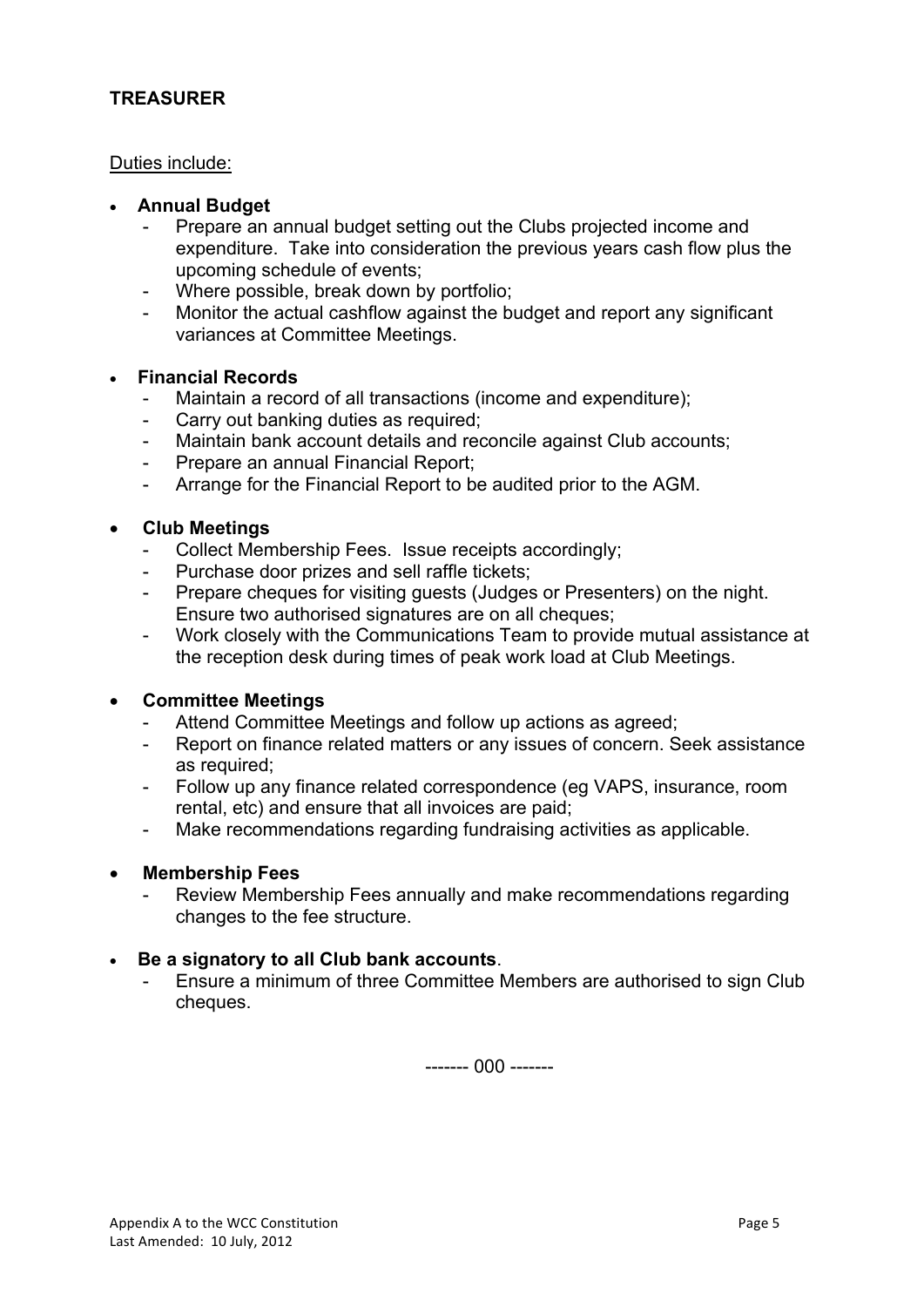**TREASURER**

Duties include:

- **Annual Budget**
  - Prepare an annual budget setting out the Clubs projected income and expenditure. Take into consideration the previous years cash flow plus the upcoming schedule of events;
  - Where possible, break down by portfolio;
  - Monitor the actual cashflow against the budget and report any significant variances at Committee Meetings.

- **Financial Records**
  - Maintain a record of all transactions (income and expenditure);
  - Carry out banking duties as required;
  - Maintain bank account details and reconcile against Club accounts;
  - Prepare an annual Financial Report;
  - Arrange for the Financial Report to be audited prior to the AGM.

- **Club Meetings**
  - Collect Membership Fees. Issue receipts accordingly;
  - Purchase door prizes and sell raffle tickets;
  - Prepare cheques for visiting guests (Judges or Presenters) on the night. Ensure two authorised signatures are on all cheques;
  - Work closely with the Communications Team to provide mutual assistance at the reception desk during times of peak work load at Club Meetings.

- **Committee Meetings**
  - Attend Committee Meetings and follow up actions as agreed;
  - Report on finance related matters or any issues of concern. Seek assistance as required;
  - Follow up any finance related correspondence (eg VAPS, insurance, room rental, etc) and ensure that all invoices are paid;
  - Make recommendations regarding fundraising activities as applicable.

- **Membership Fees**
  - Review Membership Fees annually and make recommendations regarding changes to the fee structure.

- **Be a signatory to all Club bank accounts**.
  - Ensure a minimum of three Committee Members are authorised to sign Club cheques.

------- 000 -------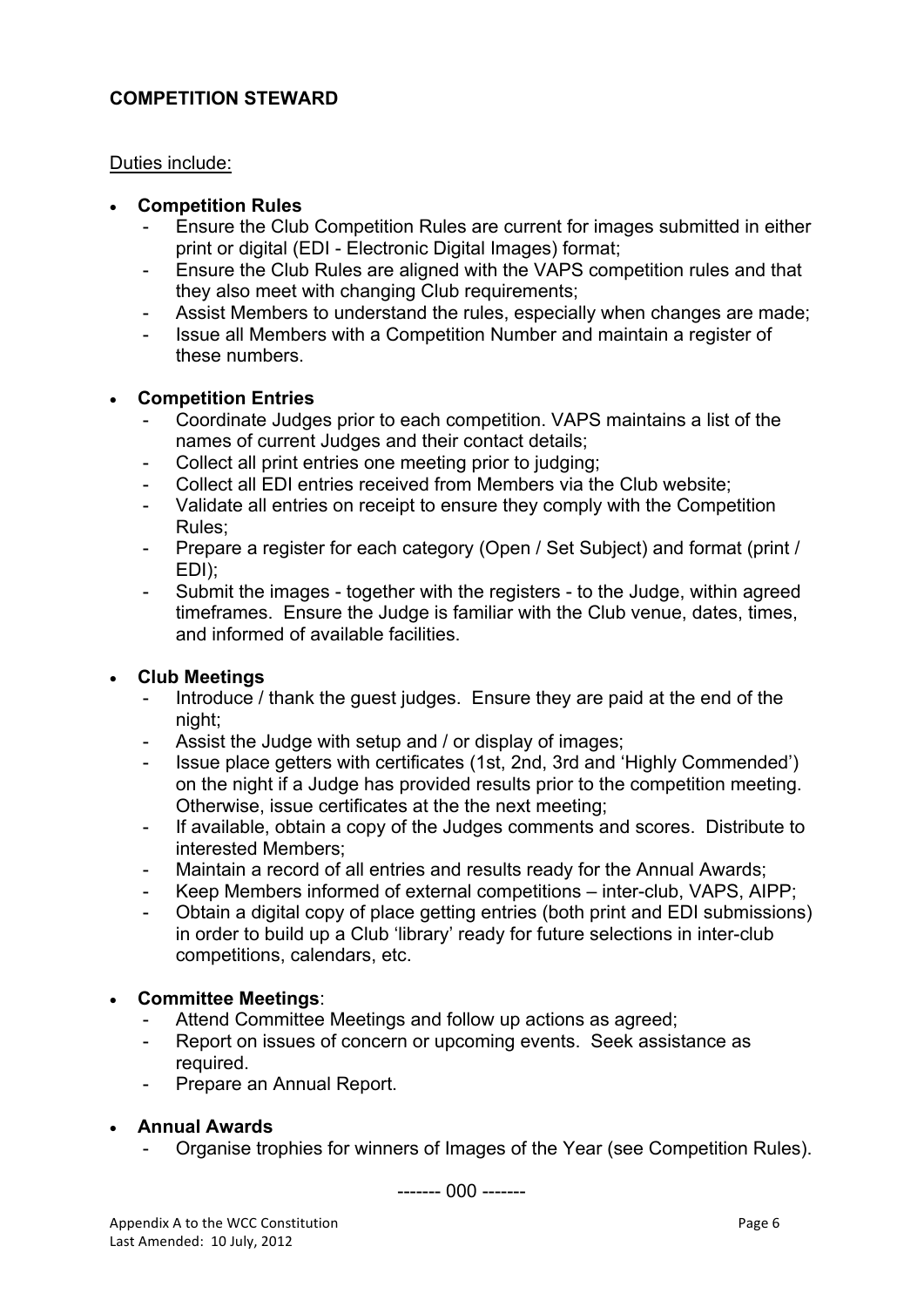**COMPETITION STEWARD**

Duties include:

- **Competition Rules**
    - Ensure the Club Competition Rules are current for images submitted in either print or digital (EDI - Electronic Digital Images) format;
    - Ensure the Club Rules are aligned with the VAPS competition rules and that they also meet with changing Club requirements;
    - Assist Members to understand the rules, especially when changes are made;
    - Issue all Members with a Competition Number and maintain a register of these numbers.

- **Competition Entries**
    - Coordinate Judges prior to each competition. VAPS maintains a list of the names of current Judges and their contact details;
    - Collect all print entries one meeting prior to judging;
    - Collect all EDI entries received from Members via the Club website;
    - Validate all entries on receipt to ensure they comply with the Competition Rules;
    - Prepare a register for each category (Open / Set Subject) and format (print / EDI);
    - Submit the images - together with the registers - to the Judge, within agreed timeframes. Ensure the Judge is familiar with the Club venue, dates, times, and informed of available facilities.

- **Club Meetings**
    - Introduce / thank the guest judges. Ensure they are paid at the end of the night;
    - Assist the Judge with setup and / or display of images;
    - Issue place getters with certificates (1st, 2nd, 3rd and 'Highly Commended') on the night if a Judge has provided results prior to the competition meeting. Otherwise, issue certificates at the the next meeting;
    - If available, obtain a copy of the Judges comments and scores. Distribute to interested Members;
    - Maintain a record of all entries and results ready for the Annual Awards;
    - Keep Members informed of external competitions – inter-club, VAPS, AIPP;
    - Obtain a digital copy of place getting entries (both print and EDI submissions) in order to build up a Club 'library' ready for future selections in inter-club competitions, calendars, etc.

- **Committee Meetings**:
    - Attend Committee Meetings and follow up actions as agreed;
    - Report on issues of concern or upcoming events. Seek assistance as required.
    - Prepare an Annual Report.

- **Annual Awards**
    - Organise trophies for winners of Images of the Year (see Competition Rules).

------- 000 -------

Appendix A to the WCC Constitution
Last Amended: 10 July, 2012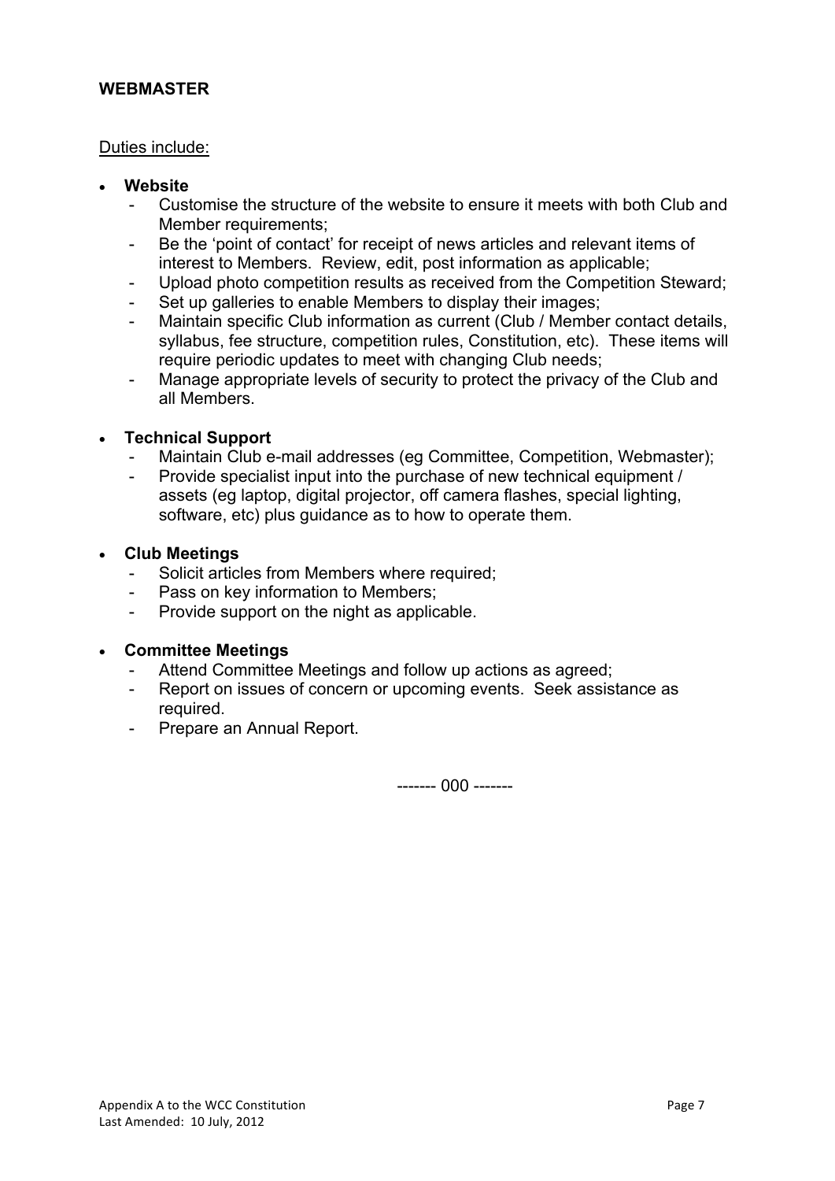## WEBMASTER

Duties include:

- **Website**
  - Customise the structure of the website to ensure it meets with both Club and Member requirements;
  - Be the 'point of contact' for receipt of news articles and relevant items of interest to Members. Review, edit, post information as applicable;
  - Upload photo competition results as received from the Competition Steward;
  - Set up galleries to enable Members to display their images;
  - Maintain specific Club information as current (Club / Member contact details, syllabus, fee structure, competition rules, Constitution, etc). These items will require periodic updates to meet with changing Club needs;
  - Manage appropriate levels of security to protect the privacy of the Club and all Members.

- **Technical Support**
  - Maintain Club e-mail addresses (eg Committee, Competition, Webmaster);
  - Provide specialist input into the purchase of new technical equipment / assets (eg laptop, digital projector, off camera flashes, special lighting, software, etc) plus guidance as to how to operate them.

- **Club Meetings**
  - Solicit articles from Members where required;
  - Pass on key information to Members;
  - Provide support on the night as applicable.

- **Committee Meetings**
  - Attend Committee Meetings and follow up actions as agreed;
  - Report on issues of concern or upcoming events. Seek assistance as required.
  - Prepare an Annual Report.

------- 000 -------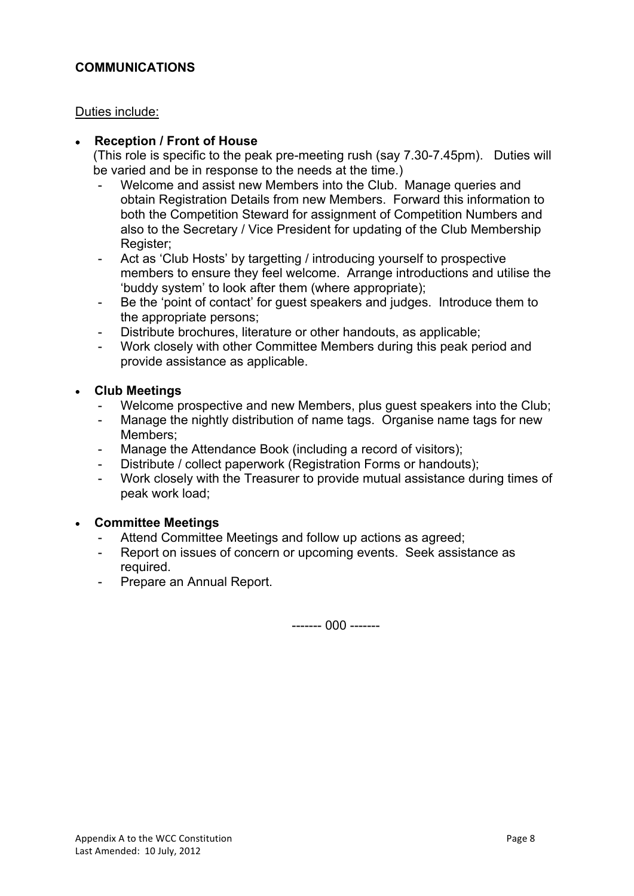**COMMUNICATIONS**

Duties include:

- **Reception / Front of House**
  (This role is specific to the peak pre-meeting rush (say 7.30-7.45pm). Duties will be varied and be in response to the needs at the time.)
  - Welcome and assist new Members into the Club. Manage queries and obtain Registration Details from new Members. Forward this information to both the Competition Steward for assignment of Competition Numbers and also to the Secretary / Vice President for updating of the Club Membership Register;
  - Act as 'Club Hosts' by targetting / introducing yourself to prospective members to ensure they feel welcome. Arrange introductions and utilise the 'buddy system' to look after them (where appropriate);
  - Be the 'point of contact' for guest speakers and judges. Introduce them to the appropriate persons;
  - Distribute brochures, literature or other handouts, as applicable;
  - Work closely with other Committee Members during this peak period and provide assistance as applicable.

- **Club Meetings**
  - Welcome prospective and new Members, plus guest speakers into the Club;
  - Manage the nightly distribution of name tags. Organise name tags for new Members;
  - Manage the Attendance Book (including a record of visitors);
  - Distribute / collect paperwork (Registration Forms or handouts);
  - Work closely with the Treasurer to provide mutual assistance during times of peak work load;

- **Committee Meetings**
  - Attend Committee Meetings and follow up actions as agreed;
  - Report on issues of concern or upcoming events. Seek assistance as required.
  - Prepare an Annual Report.

------- 000 -------